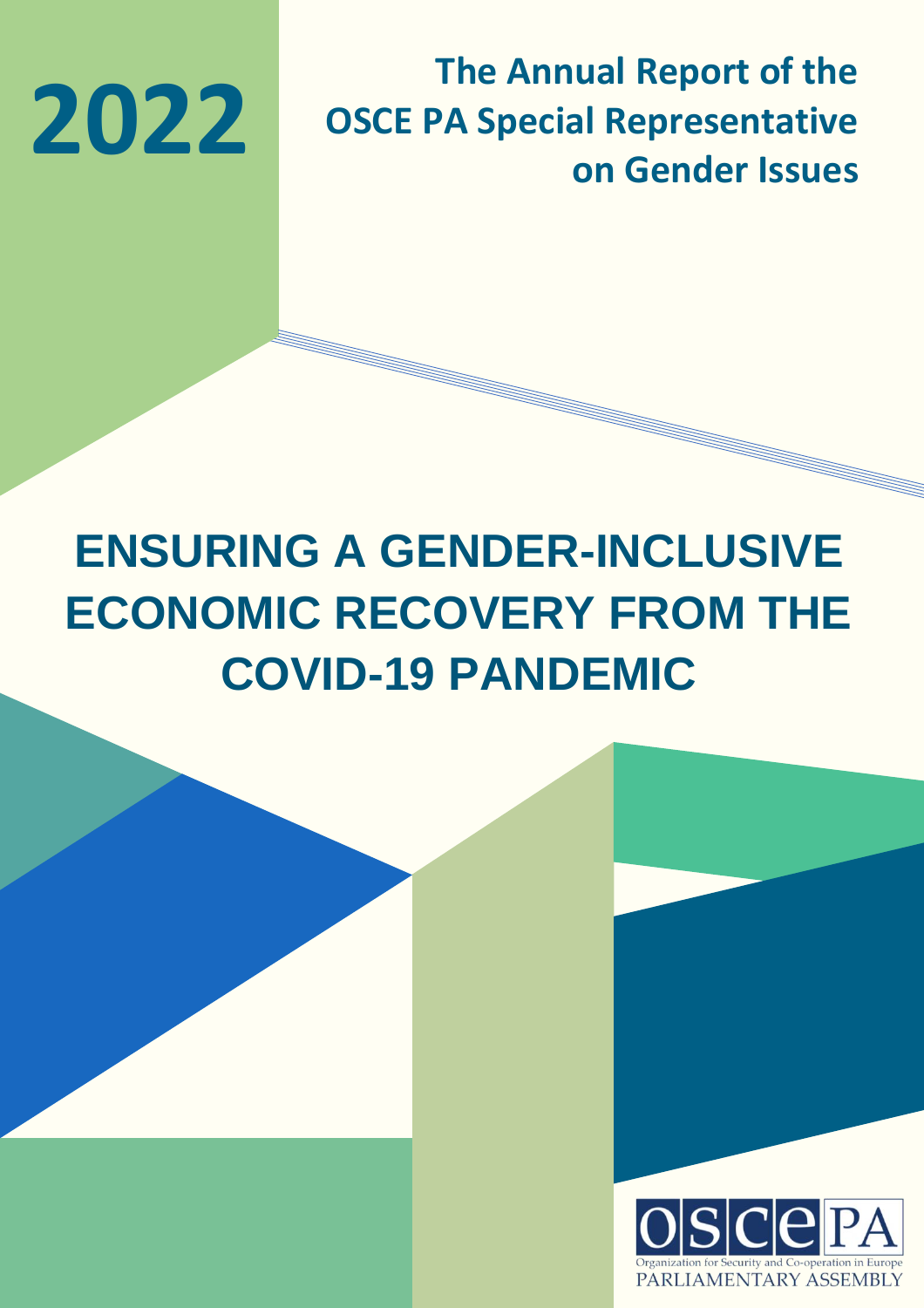# 2022

## The Annual Report of the OSCE PA Special Representative on Gender Issues

# ENSURING A GENDER-INCLUSIVE ECONOMIC RECOVERY FROM THE COVID-19 PANDEMIC

OSCE PA

Organization for Security and Co-operation in Europe
PARLIAMENTARY ASSEMBLY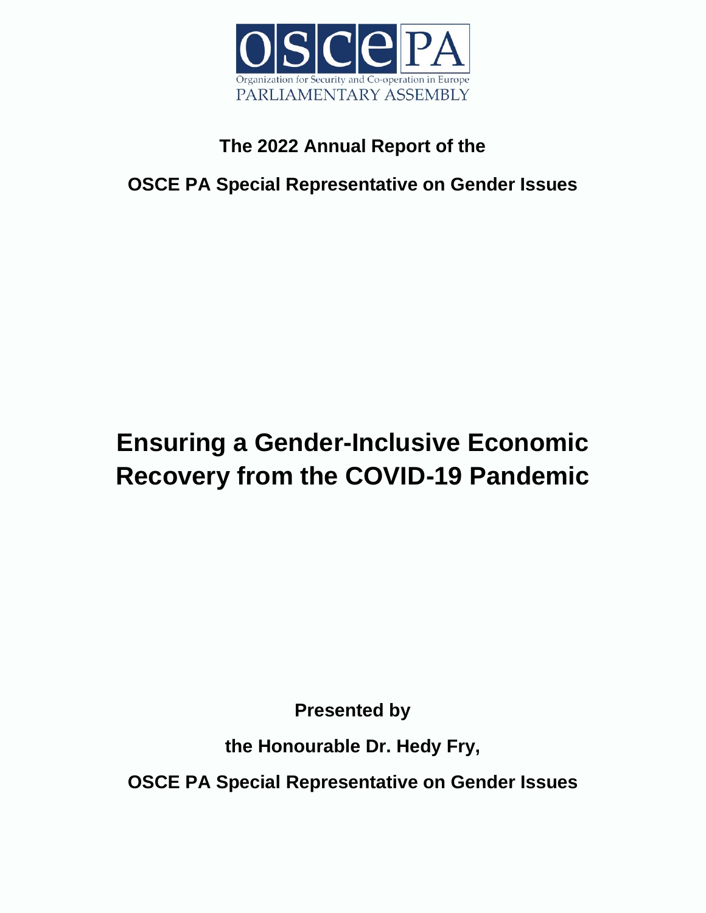OSCE PA

Organization for Security and Co-operation in Europe
PARLIAMENTARY ASSEMBLY

**The 2022 Annual Report of the**

**OSCE PA Special Representative on Gender Issues**

# Ensuring a Gender-Inclusive Economic Recovery from the COVID-19 Pandemic

**Presented by**

**the Honourable Dr. Hedy Fry,**

**OSCE PA Special Representative on Gender Issues**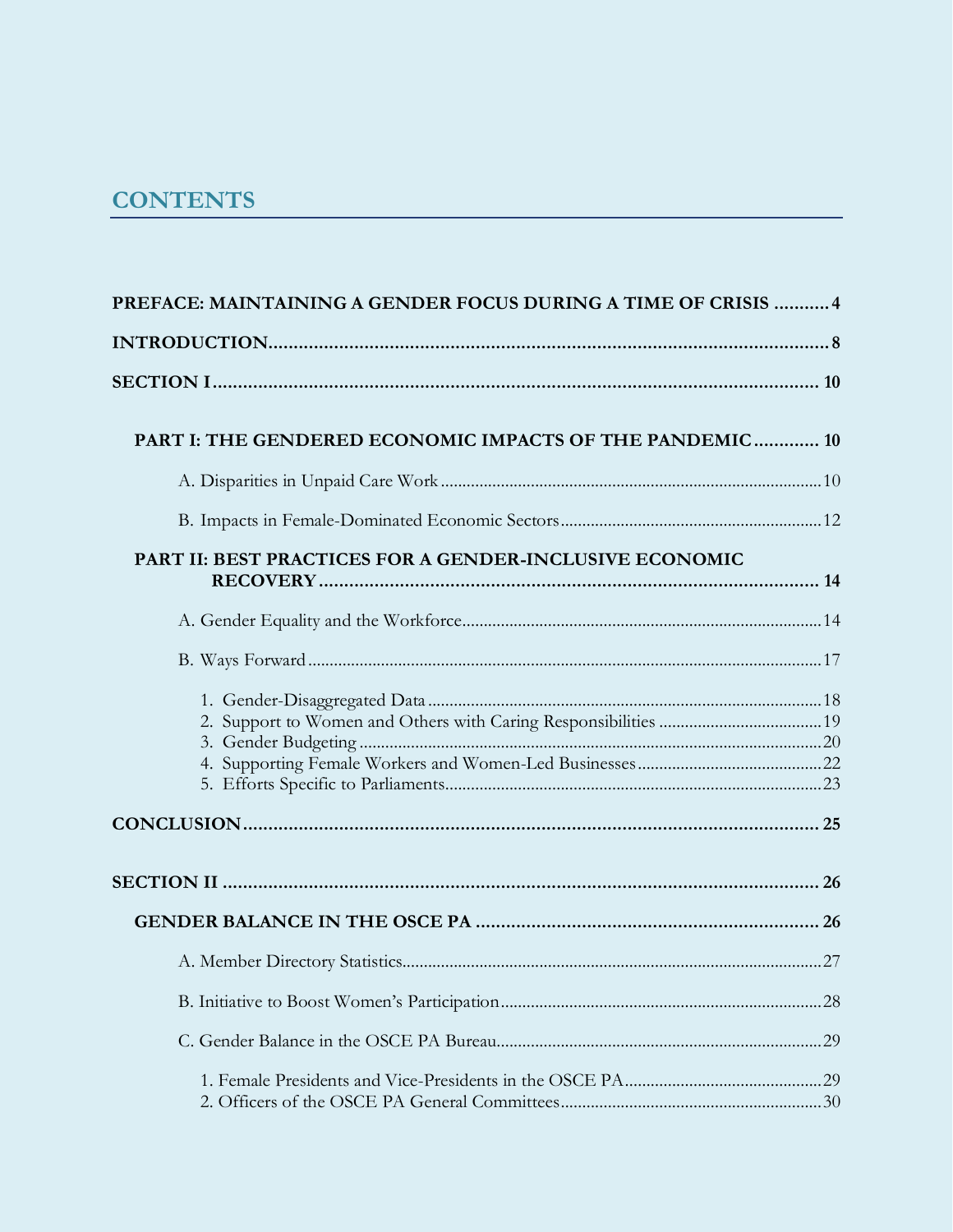# CONTENTS

**PREFACE: MAINTAINING A GENDER FOCUS DURING A TIME OF CRISIS** ........... 4

**INTRODUCTION** ........... 8

**SECTION I** ........... 10

**PART I: THE GENDERED ECONOMIC IMPACTS OF THE PANDEMIC** ........... 10

A. Disparities in Unpaid Care Work ........... 10

B. Impacts in Female-Dominated Economic Sectors ........... 12

**PART II: BEST PRACTICES FOR A GENDER-INCLUSIVE ECONOMIC RECOVERY** ........... 14

A. Gender Equality and the Workforce ........... 14

B. Ways Forward ........... 17

1. Gender-Disaggregated Data ........... 18
2. Support to Women and Others with Caring Responsibilities ........... 19
3. Gender Budgeting ........... 20
4. Supporting Female Workers and Women-Led Businesses ........... 22
5. Efforts Specific to Parliaments ........... 23

**CONCLUSION** ........... 25

**SECTION II** ........... 26

**GENDER BALANCE IN THE OSCE PA** ........... 26

A. Member Directory Statistics ........... 27

B. Initiative to Boost Women's Participation ........... 28

C. Gender Balance in the OSCE PA Bureau ........... 29

1. Female Presidents and Vice-Presidents in the OSCE PA ........... 29
2. Officers of the OSCE PA General Committees ........... 30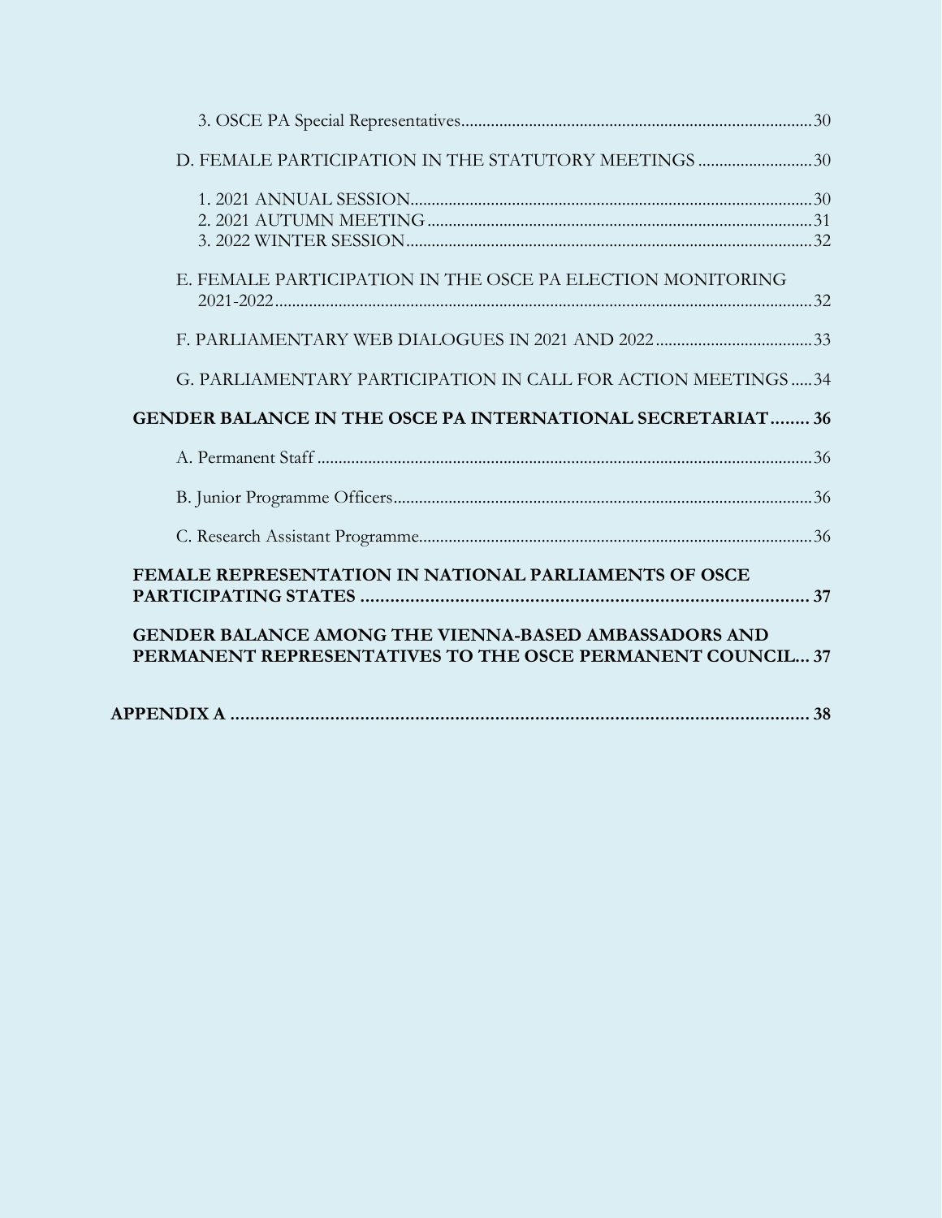3. OSCE PA Special Representatives 30

D. FEMALE PARTICIPATION IN THE STATUTORY MEETINGS 30

1. 2021 ANNUAL SESSION 30
2. 2021 AUTUMN MEETING 31
3. 2022 WINTER SESSION 32

E. FEMALE PARTICIPATION IN THE OSCE PA ELECTION MONITORING 2021-2022 32

F. PARLIAMENTARY WEB DIALOGUES IN 2021 AND 2022 33

G. PARLIAMENTARY PARTICIPATION IN CALL FOR ACTION MEETINGS 34

**GENDER BALANCE IN THE OSCE PA INTERNATIONAL SECRETARIAT 36**

A. Permanent Staff 36

B. Junior Programme Officers 36

C. Research Assistant Programme 36

**FEMALE REPRESENTATION IN NATIONAL PARLIAMENTS OF OSCE PARTICIPATING STATES 37**

**GENDER BALANCE AMONG THE VIENNA-BASED AMBASSADORS AND PERMANENT REPRESENTATIVES TO THE OSCE PERMANENT COUNCIL 37**

**APPENDIX A 38**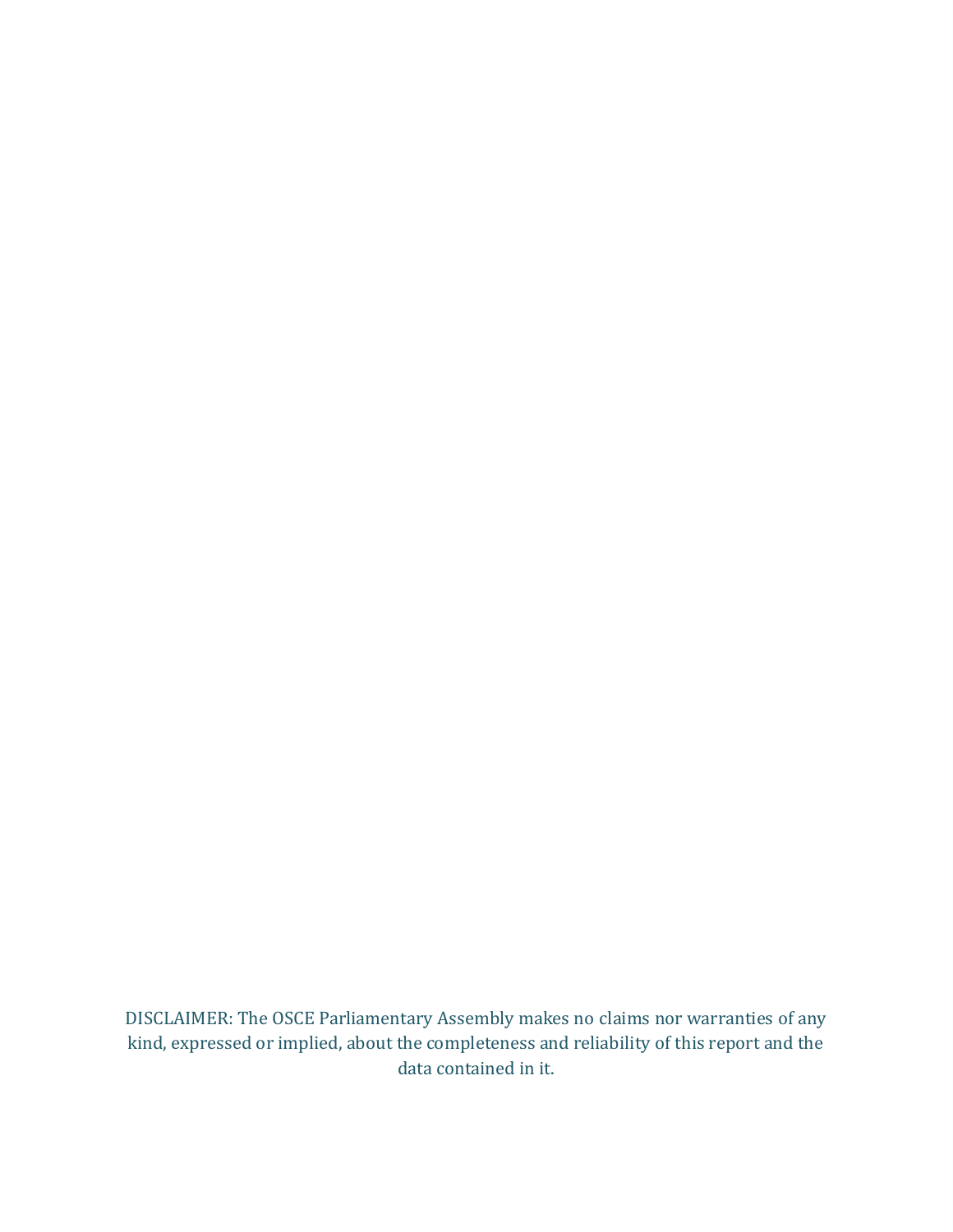DISCLAIMER: The OSCE Parliamentary Assembly makes no claims nor warranties of any kind, expressed or implied, about the completeness and reliability of this report and the data contained in it.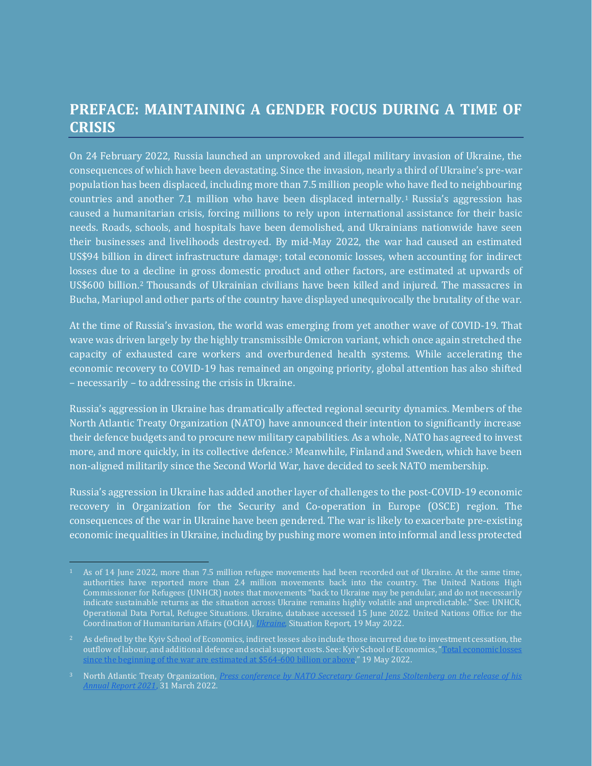## PREFACE: MAINTAINING A GENDER FOCUS DURING A TIME OF CRISIS

On 24 February 2022, Russia launched an unprovoked and illegal military invasion of Ukraine, the consequences of which have been devastating. Since the invasion, nearly a third of Ukraine's pre-war population has been displaced, including more than 7.5 million people who have fled to neighbouring countries and another 7.1 million who have been displaced internally.[1] Russia's aggression has caused a humanitarian crisis, forcing millions to rely upon international assistance for their basic needs. Roads, schools, and hospitals have been demolished, and Ukrainians nationwide have seen their businesses and livelihoods destroyed. By mid-May 2022, the war had caused an estimated US$94 billion in direct infrastructure damage; total economic losses, when accounting for indirect losses due to a decline in gross domestic product and other factors, are estimated at upwards of US$600 billion.[2] Thousands of Ukrainian civilians have been killed and injured. The massacres in Bucha, Mariupol and other parts of the country have displayed unequivocally the brutality of the war.

At the time of Russia's invasion, the world was emerging from yet another wave of COVID-19. That wave was driven largely by the highly transmissible Omicron variant, which once again stretched the capacity of exhausted care workers and overburdened health systems. While accelerating the economic recovery to COVID-19 has remained an ongoing priority, global attention has also shifted – necessarily – to addressing the crisis in Ukraine.

Russia's aggression in Ukraine has dramatically affected regional security dynamics. Members of the North Atlantic Treaty Organization (NATO) have announced their intention to significantly increase their defence budgets and to procure new military capabilities. As a whole, NATO has agreed to invest more, and more quickly, in its collective defence.[3] Meanwhile, Finland and Sweden, which have been non-aligned militarily since the Second World War, have decided to seek NATO membership.

Russia's aggression in Ukraine has added another layer of challenges to the post-COVID-19 economic recovery in Organization for the Security and Co-operation in Europe (OSCE) region. The consequences of the war in Ukraine have been gendered. The war is likely to exacerbate pre-existing economic inequalities in Ukraine, including by pushing more women into informal and less protected

---

[1] As of 14 June 2022, more than 7.5 million refugee movements had been recorded out of Ukraine. At the same time, authorities have reported more than 2.4 million movements back into the country. The United Nations High Commissioner for Refugees (UNHCR) notes that movements "back to Ukraine may be pendular, and do not necessarily indicate sustainable returns as the situation across Ukraine remains highly volatile and unpredictable." See: UNHCR, Operational Data Portal, Refugee Situations. Ukraine, database accessed 15 June 2022. United Nations Office for the Coordination of Humanitarian Affairs (OCHA), *Ukraine*, Situation Report, 19 May 2022.

[2] As defined by the Kyiv School of Economics, indirect losses also include those incurred due to investment cessation, the outflow of labour, and additional defence and social support costs. See: Kyiv School of Economics, "Total economic losses since the beginning of the war are estimated at $564-600 billion or above," 19 May 2022.

[3] North Atlantic Treaty Organization, *Press conference by NATO Secretary General Jens Stoltenberg on the release of his Annual Report 2021*, 31 March 2022.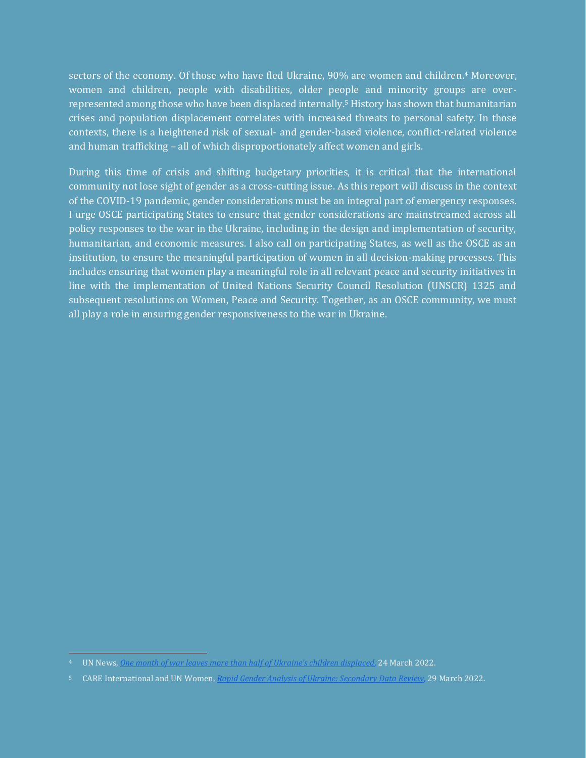sectors of the economy. Of those who have fled Ukraine, 90% are women and children.[4] Moreover, women and children, people with disabilities, older people and minority groups are over-represented among those who have been displaced internally.[5] History has shown that humanitarian crises and population displacement correlates with increased threats to personal safety. In those contexts, there is a heightened risk of sexual- and gender-based violence, conflict-related violence and human trafficking – all of which disproportionately affect women and girls.

During this time of crisis and shifting budgetary priorities, it is critical that the international community not lose sight of gender as a cross-cutting issue. As this report will discuss in the context of the COVID-19 pandemic, gender considerations must be an integral part of emergency responses. I urge OSCE participating States to ensure that gender considerations are mainstreamed across all policy responses to the war in the Ukraine, including in the design and implementation of security, humanitarian, and economic measures. I also call on participating States, as well as the OSCE as an institution, to ensure the meaningful participation of women in all decision-making processes. This includes ensuring that women play a meaningful role in all relevant peace and security initiatives in line with the implementation of United Nations Security Council Resolution (UNSCR) 1325 and subsequent resolutions on Women, Peace and Security. Together, as an OSCE community, we must all play a role in ensuring gender responsiveness to the war in Ukraine.

---

[4] UN News, *One month of war leaves more than half of Ukraine's children displaced*, 24 March 2022.

[5] CARE International and UN Women, *Rapid Gender Analysis of Ukraine: Secondary Data Review*, 29 March 2022.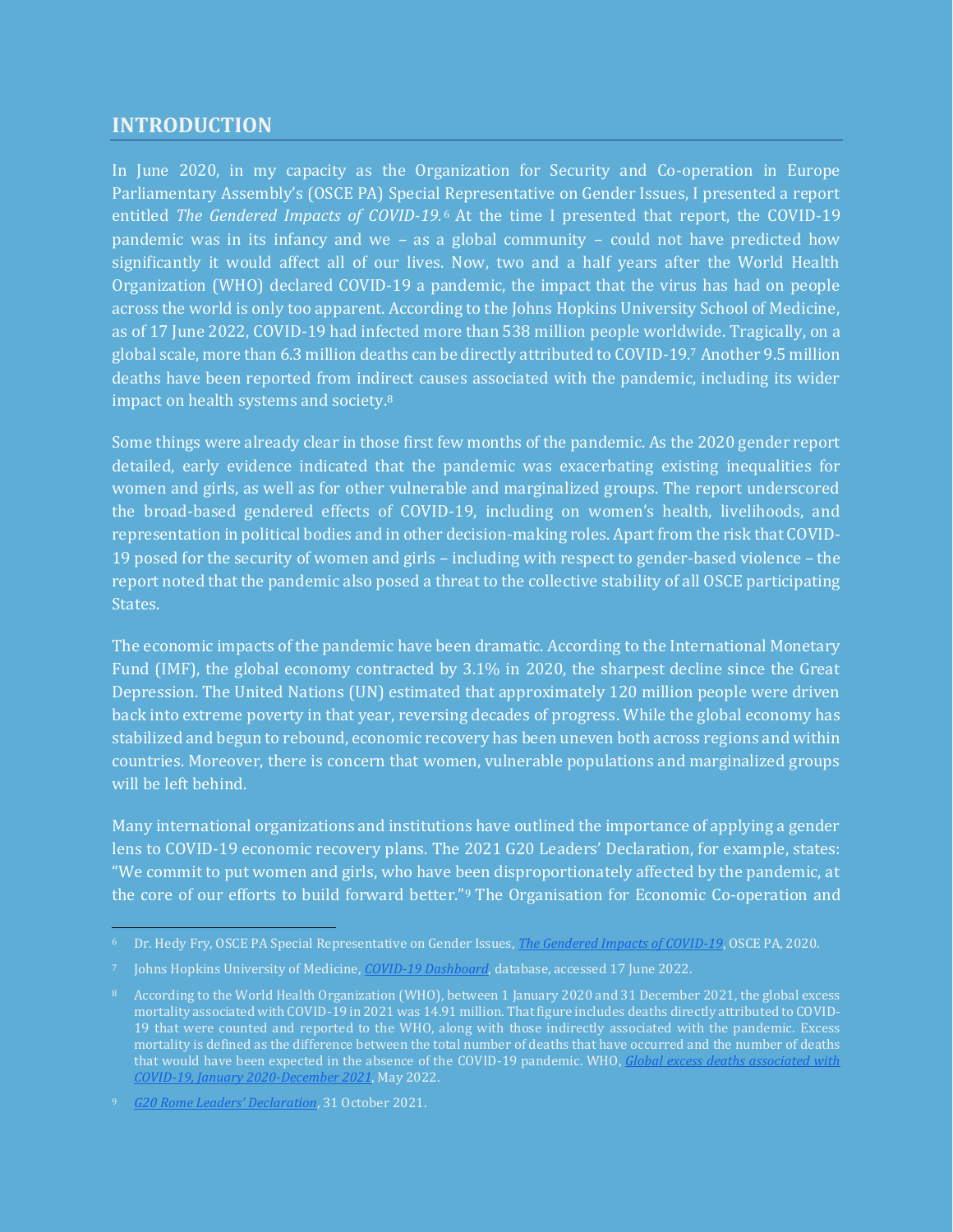## INTRODUCTION

In June 2020, in my capacity as the Organization for Security and Co-operation in Europe Parliamentary Assembly's (OSCE PA) Special Representative on Gender Issues, I presented a report entitled *The Gendered Impacts of COVID-19.*[6] At the time I presented that report, the COVID-19 pandemic was in its infancy and we – as a global community – could not have predicted how significantly it would affect all of our lives. Now, two and a half years after the World Health Organization (WHO) declared COVID-19 a pandemic, the impact that the virus has had on people across the world is only too apparent. According to the Johns Hopkins University School of Medicine, as of 17 June 2022, COVID-19 had infected more than 538 million people worldwide. Tragically, on a global scale, more than 6.3 million deaths can be directly attributed to COVID-19.[7] Another 9.5 million deaths have been reported from indirect causes associated with the pandemic, including its wider impact on health systems and society.[8]

Some things were already clear in those first few months of the pandemic. As the 2020 gender report detailed, early evidence indicated that the pandemic was exacerbating existing inequalities for women and girls, as well as for other vulnerable and marginalized groups. The report underscored the broad-based gendered effects of COVID-19, including on women's health, livelihoods, and representation in political bodies and in other decision-making roles. Apart from the risk that COVID-19 posed for the security of women and girls – including with respect to gender-based violence – the report noted that the pandemic also posed a threat to the collective stability of all OSCE participating States.

The economic impacts of the pandemic have been dramatic. According to the International Monetary Fund (IMF), the global economy contracted by 3.1% in 2020, the sharpest decline since the Great Depression. The United Nations (UN) estimated that approximately 120 million people were driven back into extreme poverty in that year, reversing decades of progress. While the global economy has stabilized and begun to rebound, economic recovery has been uneven both across regions and within countries. Moreover, there is concern that women, vulnerable populations and marginalized groups will be left behind.

Many international organizations and institutions have outlined the importance of applying a gender lens to COVID-19 economic recovery plans. The 2021 G20 Leaders' Declaration, for example, states: "We commit to put women and girls, who have been disproportionately affected by the pandemic, at the core of our efforts to build forward better."[9] The Organisation for Economic Co-operation and

---

[6] Dr. Hedy Fry, OSCE PA Special Representative on Gender Issues, *The Gendered Impacts of COVID-19*, OSCE PA, 2020.

[7] Johns Hopkins University of Medicine, *COVID-19 Dashboard*, database, accessed 17 June 2022.

[8] According to the World Health Organization (WHO), between 1 January 2020 and 31 December 2021, the global excess mortality associated with COVID-19 in 2021 was 14.91 million. That figure includes deaths directly attributed to COVID-19 that were counted and reported to the WHO, along with those indirectly associated with the pandemic. Excess mortality is defined as the difference between the total number of deaths that have occurred and the number of deaths that would have been expected in the absence of the COVID-19 pandemic. WHO, *Global excess deaths associated with COVID-19, January 2020-December 2021*, May 2022.

[9] *G20 Rome Leaders' Declaration*, 31 October 2021.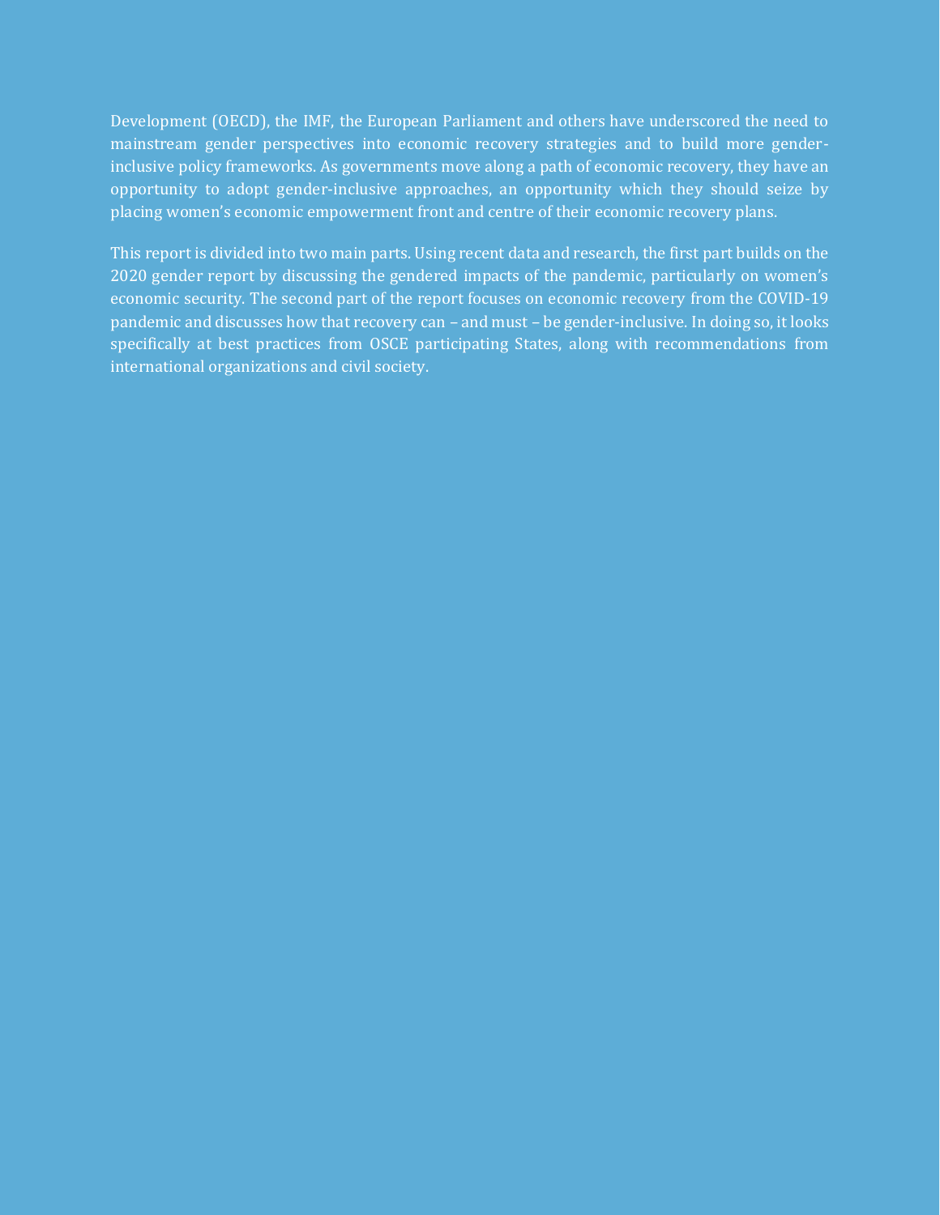Development (OECD), the IMF, the European Parliament and others have underscored the need to mainstream gender perspectives into economic recovery strategies and to build more gender-inclusive policy frameworks. As governments move along a path of economic recovery, they have an opportunity to adopt gender-inclusive approaches, an opportunity which they should seize by placing women's economic empowerment front and centre of their economic recovery plans.

This report is divided into two main parts. Using recent data and research, the first part builds on the 2020 gender report by discussing the gendered impacts of the pandemic, particularly on women's economic security. The second part of the report focuses on economic recovery from the COVID-19 pandemic and discusses how that recovery can – and must – be gender-inclusive. In doing so, it looks specifically at best practices from OSCE participating States, along with recommendations from international organizations and civil society.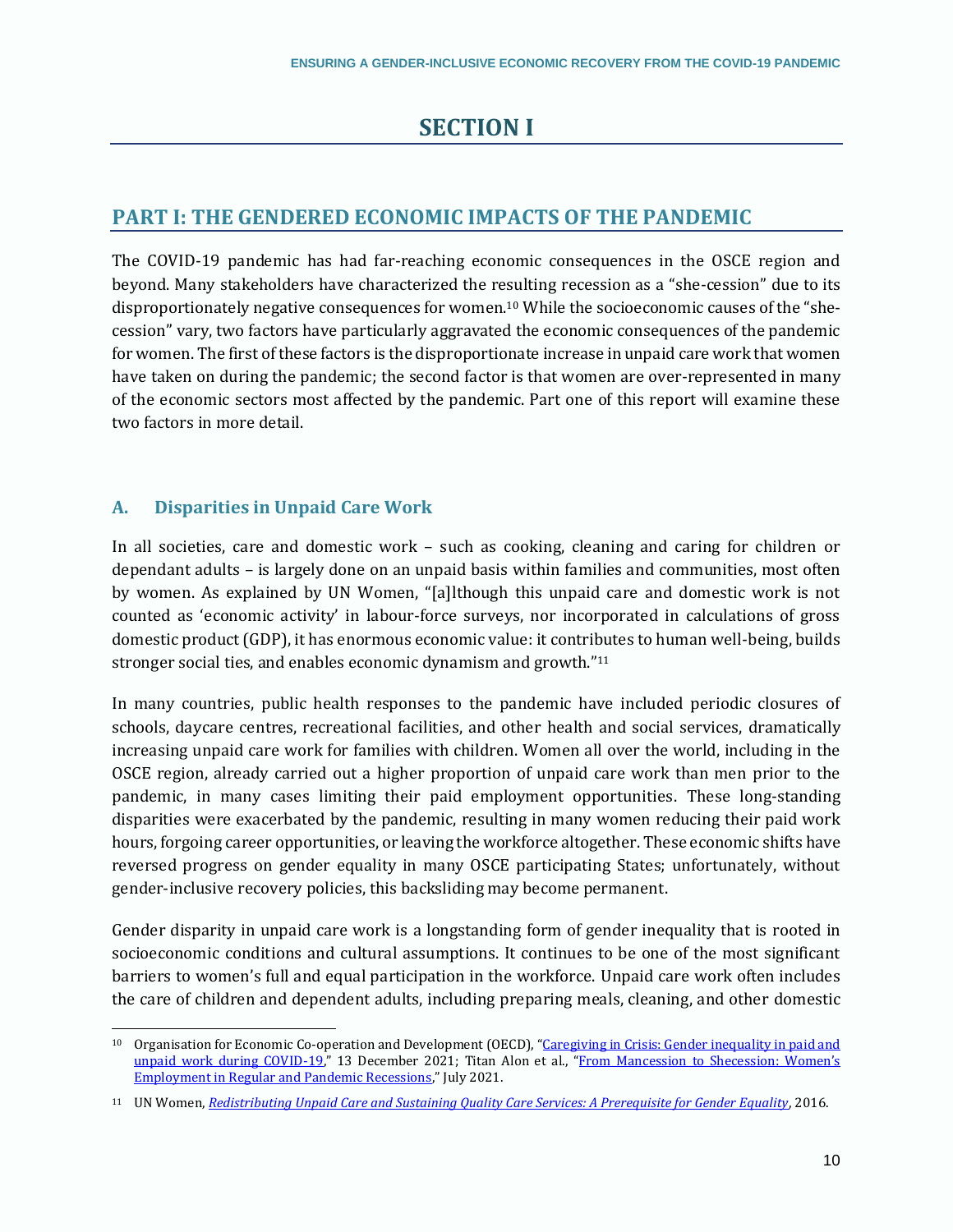# SECTION I

## PART I: THE GENDERED ECONOMIC IMPACTS OF THE PANDEMIC

The COVID-19 pandemic has had far-reaching economic consequences in the OSCE region and beyond. Many stakeholders have characterized the resulting recession as a "she-cession" due to its disproportionately negative consequences for women.[10] While the socioeconomic causes of the "she-cession" vary, two factors have particularly aggravated the economic consequences of the pandemic for women. The first of these factors is the disproportionate increase in unpaid care work that women have taken on during the pandemic; the second factor is that women are over-represented in many of the economic sectors most affected by the pandemic. Part one of this report will examine these two factors in more detail.

### A. Disparities in Unpaid Care Work

In all societies, care and domestic work – such as cooking, cleaning and caring for children or dependant adults – is largely done on an unpaid basis within families and communities, most often by women. As explained by UN Women, "[a]lthough this unpaid care and domestic work is not counted as 'economic activity' in labour-force surveys, nor incorporated in calculations of gross domestic product (GDP), it has enormous economic value: it contributes to human well-being, builds stronger social ties, and enables economic dynamism and growth."[11]

In many countries, public health responses to the pandemic have included periodic closures of schools, daycare centres, recreational facilities, and other health and social services, dramatically increasing unpaid care work for families with children. Women all over the world, including in the OSCE region, already carried out a higher proportion of unpaid care work than men prior to the pandemic, in many cases limiting their paid employment opportunities. These long-standing disparities were exacerbated by the pandemic, resulting in many women reducing their paid work hours, forgoing career opportunities, or leaving the workforce altogether. These economic shifts have reversed progress on gender equality in many OSCE participating States; unfortunately, without gender-inclusive recovery policies, this backsliding may become permanent.

Gender disparity in unpaid care work is a longstanding form of gender inequality that is rooted in socioeconomic conditions and cultural assumptions. It continues to be one of the most significant barriers to women's full and equal participation in the workforce. Unpaid care work often includes the care of children and dependent adults, including preparing meals, cleaning, and other domestic

---

[10] Organisation for Economic Co-operation and Development (OECD), "Caregiving in Crisis: Gender inequality in paid and unpaid work during COVID-19," 13 December 2021; Titan Alon et al., "From Mancession to Shecession: Women's Employment in Regular and Pandemic Recessions," July 2021.

[11] UN Women, *Redistributing Unpaid Care and Sustaining Quality Care Services: A Prerequisite for Gender Equality*, 2016.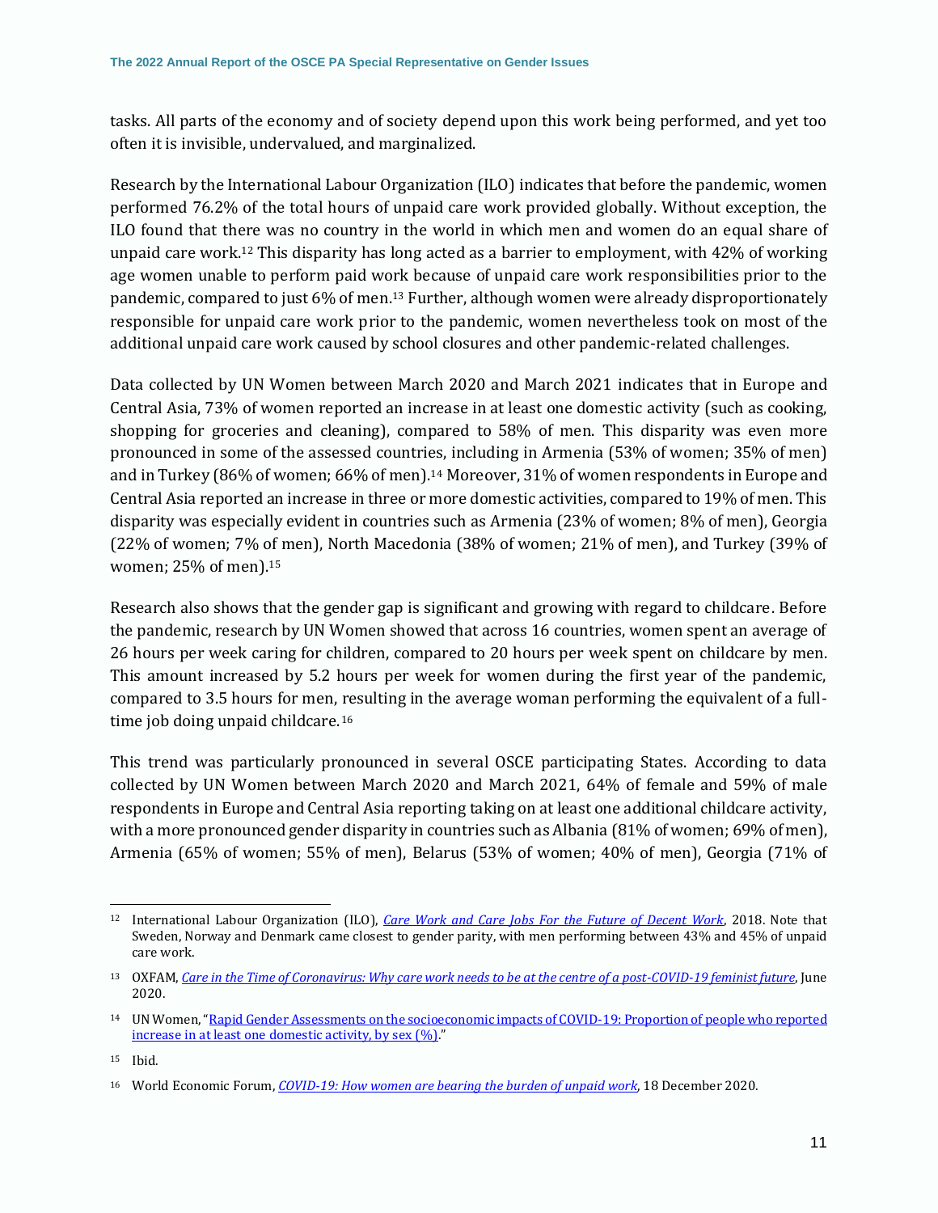tasks. All parts of the economy and of society depend upon this work being performed, and yet too often it is invisible, undervalued, and marginalized.

Research by the International Labour Organization (ILO) indicates that before the pandemic, women performed 76.2% of the total hours of unpaid care work provided globally. Without exception, the ILO found that there was no country in the world in which men and women do an equal share of unpaid care work.[12] This disparity has long acted as a barrier to employment, with 42% of working age women unable to perform paid work because of unpaid care work responsibilities prior to the pandemic, compared to just 6% of men.[13] Further, although women were already disproportionately responsible for unpaid care work prior to the pandemic, women nevertheless took on most of the additional unpaid care work caused by school closures and other pandemic-related challenges.

Data collected by UN Women between March 2020 and March 2021 indicates that in Europe and Central Asia, 73% of women reported an increase in at least one domestic activity (such as cooking, shopping for groceries and cleaning), compared to 58% of men. This disparity was even more pronounced in some of the assessed countries, including in Armenia (53% of women; 35% of men) and in Turkey (86% of women; 66% of men).[14] Moreover, 31% of women respondents in Europe and Central Asia reported an increase in three or more domestic activities, compared to 19% of men. This disparity was especially evident in countries such as Armenia (23% of women; 8% of men), Georgia (22% of women; 7% of men), North Macedonia (38% of women; 21% of men), and Turkey (39% of women; 25% of men).[15]

Research also shows that the gender gap is significant and growing with regard to childcare. Before the pandemic, research by UN Women showed that across 16 countries, women spent an average of 26 hours per week caring for children, compared to 20 hours per week spent on childcare by men. This amount increased by 5.2 hours per week for women during the first year of the pandemic, compared to 3.5 hours for men, resulting in the average woman performing the equivalent of a full-time job doing unpaid childcare.[16]

This trend was particularly pronounced in several OSCE participating States. According to data collected by UN Women between March 2020 and March 2021, 64% of female and 59% of male respondents in Europe and Central Asia reporting taking on at least one additional childcare activity, with a more pronounced gender disparity in countries such as Albania (81% of women; 69% of men), Armenia (65% of women; 55% of men), Belarus (53% of women; 40% of men), Georgia (71% of

---

[12] International Labour Organization (ILO), *Care Work and Care Jobs For the Future of Decent Work*, 2018. Note that Sweden, Norway and Denmark came closest to gender parity, with men performing between 43% and 45% of unpaid care work.

[13] OXFAM, *Care in the Time of Coronavirus: Why care work needs to be at the centre of a post-COVID-19 feminist future*, June 2020.

[14] UN Women, "Rapid Gender Assessments on the socioeconomic impacts of COVID-19: Proportion of people who reported increase in at least one domestic activity, by sex (%)."

[15] Ibid.

[16] World Economic Forum, *COVID-19: How women are bearing the burden of unpaid work*, 18 December 2020.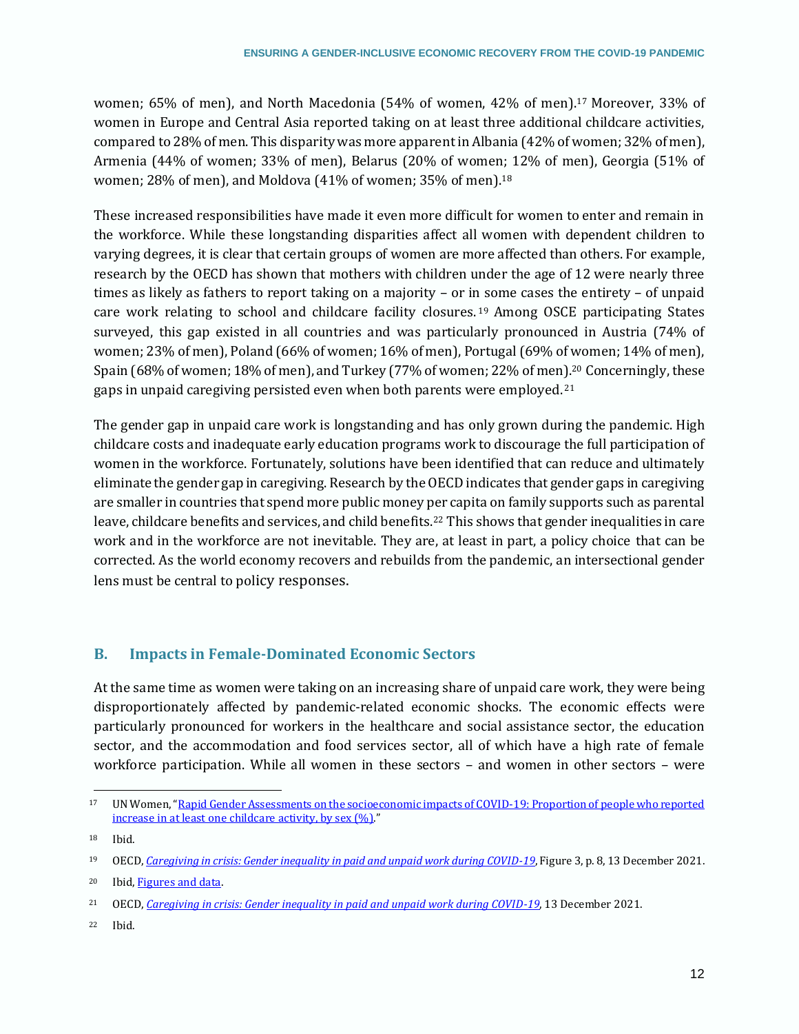women; 65% of men), and North Macedonia (54% of women, 42% of men).[17] Moreover, 33% of women in Europe and Central Asia reported taking on at least three additional childcare activities, compared to 28% of men. This disparity was more apparent in Albania (42% of women; 32% of men), Armenia (44% of women; 33% of men), Belarus (20% of women; 12% of men), Georgia (51% of women; 28% of men), and Moldova (41% of women; 35% of men).[18]

These increased responsibilities have made it even more difficult for women to enter and remain in the workforce. While these longstanding disparities affect all women with dependent children to varying degrees, it is clear that certain groups of women are more affected than others. For example, research by the OECD has shown that mothers with children under the age of 12 were nearly three times as likely as fathers to report taking on a majority – or in some cases the entirety – of unpaid care work relating to school and childcare facility closures.[19] Among OSCE participating States surveyed, this gap existed in all countries and was particularly pronounced in Austria (74% of women; 23% of men), Poland (66% of women; 16% of men), Portugal (69% of women; 14% of men), Spain (68% of women; 18% of men), and Turkey (77% of women; 22% of men).[20] Concerningly, these gaps in unpaid caregiving persisted even when both parents were employed.[21]

The gender gap in unpaid care work is longstanding and has only grown during the pandemic. High childcare costs and inadequate early education programs work to discourage the full participation of women in the workforce. Fortunately, solutions have been identified that can reduce and ultimately eliminate the gender gap in caregiving. Research by the OECD indicates that gender gaps in caregiving are smaller in countries that spend more public money per capita on family supports such as parental leave, childcare benefits and services, and child benefits.[22] This shows that gender inequalities in care work and in the workforce are not inevitable. They are, at least in part, a policy choice that can be corrected. As the world economy recovers and rebuilds from the pandemic, an intersectional gender lens must be central to policy responses.

## B. Impacts in Female-Dominated Economic Sectors

At the same time as women were taking on an increasing share of unpaid care work, they were being disproportionately affected by pandemic-related economic shocks. The economic effects were particularly pronounced for workers in the healthcare and social assistance sector, the education sector, and the accommodation and food services sector, all of which have a high rate of female workforce participation. While all women in these sectors – and women in other sectors – were

---

[17] UN Women, "Rapid Gender Assessments on the socioeconomic impacts of COVID-19: Proportion of people who reported increase in at least one childcare activity, by sex (%)."

[18] Ibid.

[19] OECD, *Caregiving in crisis: Gender inequality in paid and unpaid work during COVID-19*, Figure 3, p. 8, 13 December 2021.

[20] Ibid, Figures and data.

[21] OECD, *Caregiving in crisis: Gender inequality in paid and unpaid work during COVID-19*, 13 December 2021.

[22] Ibid.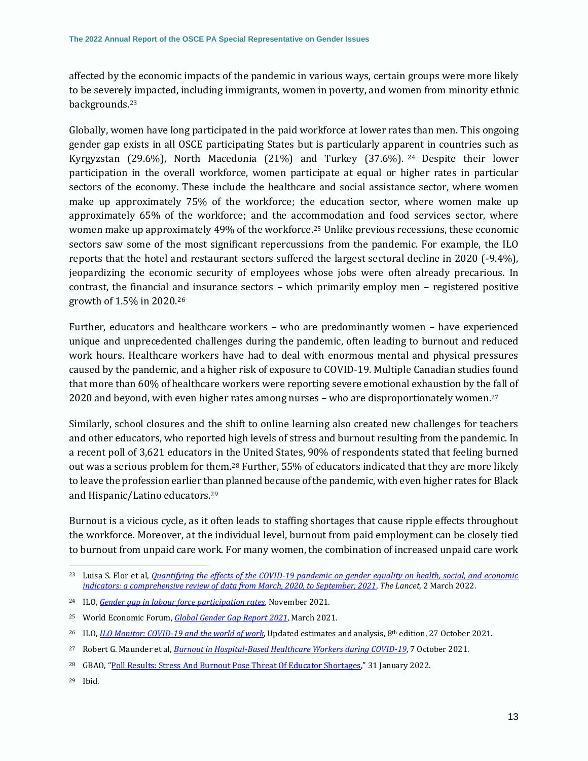affected by the economic impacts of the pandemic in various ways, certain groups were more likely to be severely impacted, including immigrants, women in poverty, and women from minority ethnic backgrounds.[23]

Globally, women have long participated in the paid workforce at lower rates than men. This ongoing gender gap exists in all OSCE participating States but is particularly apparent in countries such as Kyrgyzstan (29.6%), North Macedonia (21%) and Turkey (37.6%).[24] Despite their lower participation in the overall workforce, women participate at equal or higher rates in particular sectors of the economy. These include the healthcare and social assistance sector, where women make up approximately 75% of the workforce; the education sector, where women make up approximately 65% of the workforce; and the accommodation and food services sector, where women make up approximately 49% of the workforce.[25] Unlike previous recessions, these economic sectors saw some of the most significant repercussions from the pandemic. For example, the ILO reports that the hotel and restaurant sectors suffered the largest sectoral decline in 2020 (-9.4%), jeopardizing the economic security of employees whose jobs were often already precarious. In contrast, the financial and insurance sectors – which primarily employ men – registered positive growth of 1.5% in 2020.[26]

Further, educators and healthcare workers – who are predominantly women – have experienced unique and unprecedented challenges during the pandemic, often leading to burnout and reduced work hours. Healthcare workers have had to deal with enormous mental and physical pressures caused by the pandemic, and a higher risk of exposure to COVID-19. Multiple Canadian studies found that more than 60% of healthcare workers were reporting severe emotional exhaustion by the fall of 2020 and beyond, with even higher rates among nurses – who are disproportionately women.[27]

Similarly, school closures and the shift to online learning also created new challenges for teachers and other educators, who reported high levels of stress and burnout resulting from the pandemic. In a recent poll of 3,621 educators in the United States, 90% of respondents stated that feeling burned out was a serious problem for them.[28] Further, 55% of educators indicated that they are more likely to leave the profession earlier than planned because of the pandemic, with even higher rates for Black and Hispanic/Latino educators.[29]

Burnout is a vicious cycle, as it often leads to staffing shortages that cause ripple effects throughout the workforce. Moreover, at the individual level, burnout from paid employment can be closely tied to burnout from unpaid care work. For many women, the combination of increased unpaid care work

---

[23] Luisa S. Flor et al, *Quantifying the effects of the COVID-19 pandemic on gender equality on health, social, and economic indicators: a comprehensive review of data from March, 2020, to September, 2021*, *The Lancet*, 2 March 2022.

[24] ILO, *Gender gap in labour force participation rates*, November 2021.

[25] World Economic Forum, *Global Gender Gap Report 2021*, March 2021.

[26] ILO, *ILO Monitor: COVID-19 and the world of work*, Updated estimates and analysis, 8th edition, 27 October 2021.

[27] Robert G. Maunder et al, *Burnout in Hospital-Based Healthcare Workers during COVID-19*, 7 October 2021.

[28] GBAO, "Poll Results: Stress And Burnout Pose Threat Of Educator Shortages," 31 January 2022.

[29] Ibid.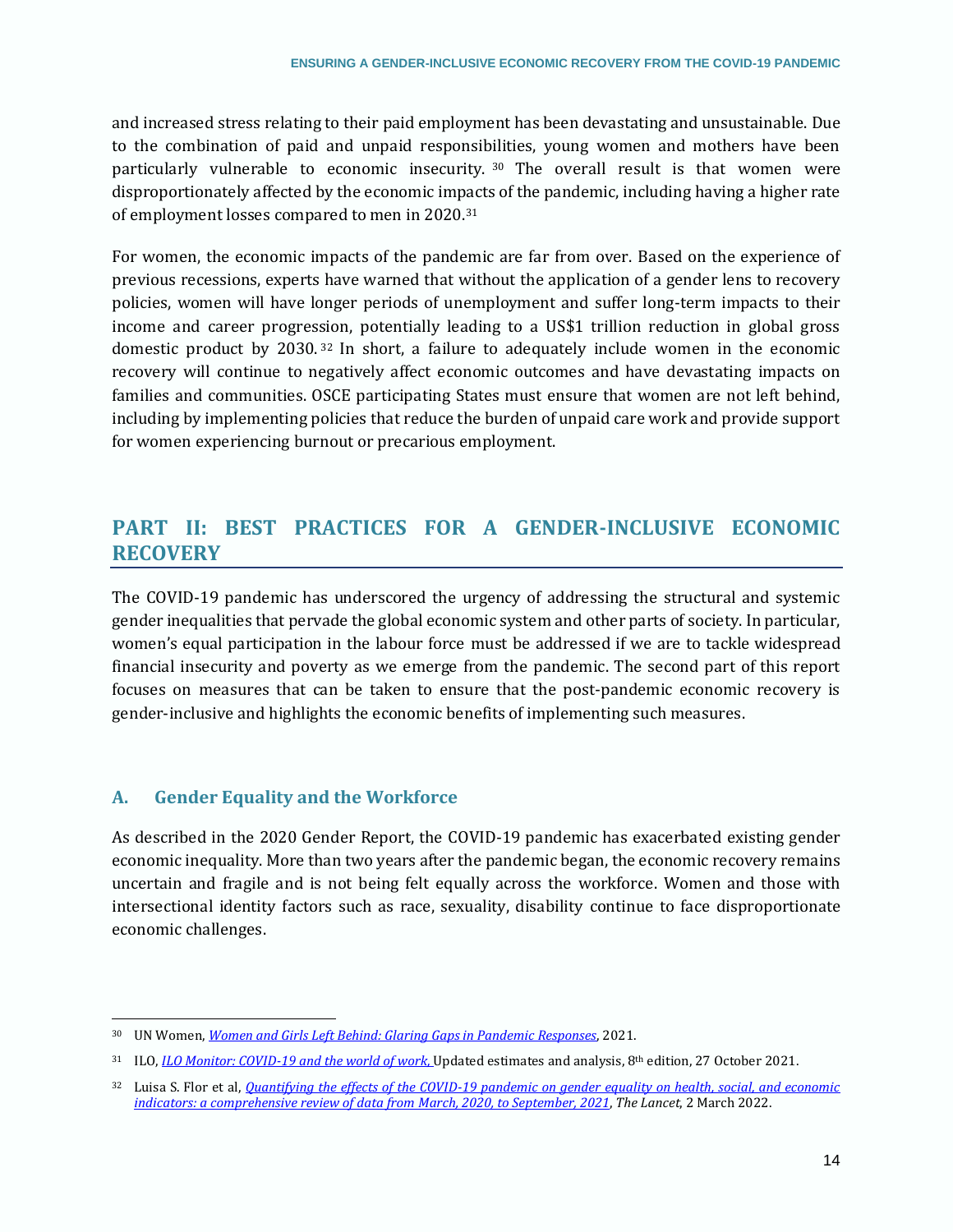and increased stress relating to their paid employment has been devastating and unsustainable. Due to the combination of paid and unpaid responsibilities, young women and mothers have been particularly vulnerable to economic insecurity. [30] The overall result is that women were disproportionately affected by the economic impacts of the pandemic, including having a higher rate of employment losses compared to men in 2020.[31]

For women, the economic impacts of the pandemic are far from over. Based on the experience of previous recessions, experts have warned that without the application of a gender lens to recovery policies, women will have longer periods of unemployment and suffer long-term impacts to their income and career progression, potentially leading to a US$1 trillion reduction in global gross domestic product by 2030. [32] In short, a failure to adequately include women in the economic recovery will continue to negatively affect economic outcomes and have devastating impacts on families and communities. OSCE participating States must ensure that women are not left behind, including by implementing policies that reduce the burden of unpaid care work and provide support for women experiencing burnout or precarious employment.

## PART II: BEST PRACTICES FOR A GENDER-INCLUSIVE ECONOMIC RECOVERY

The COVID-19 pandemic has underscored the urgency of addressing the structural and systemic gender inequalities that pervade the global economic system and other parts of society. In particular, women's equal participation in the labour force must be addressed if we are to tackle widespread financial insecurity and poverty as we emerge from the pandemic. The second part of this report focuses on measures that can be taken to ensure that the post-pandemic economic recovery is gender-inclusive and highlights the economic benefits of implementing such measures.

### A. Gender Equality and the Workforce

As described in the 2020 Gender Report, the COVID-19 pandemic has exacerbated existing gender economic inequality. More than two years after the pandemic began, the economic recovery remains uncertain and fragile and is not being felt equally across the workforce. Women and those with intersectional identity factors such as race, sexuality, disability continue to face disproportionate economic challenges.

---

[30] UN Women, *Women and Girls Left Behind: Glaring Gaps in Pandemic Responses*, 2021.

[31] ILO, *ILO Monitor: COVID-19 and the world of work,* Updated estimates and analysis, 8th edition, 27 October 2021.

[32] Luisa S. Flor et al, *Quantifying the effects of the COVID-19 pandemic on gender equality on health, social, and economic indicators: a comprehensive review of data from March, 2020, to September, 2021*, *The Lancet*, 2 March 2022.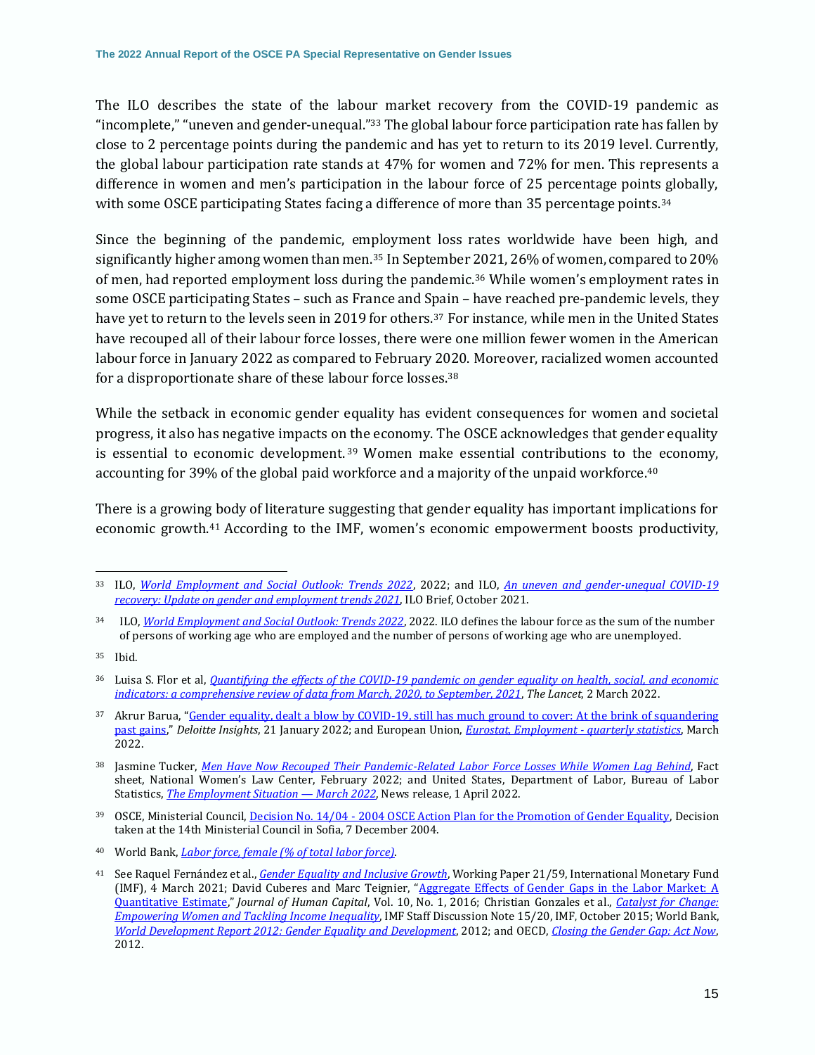The ILO describes the state of the labour market recovery from the COVID-19 pandemic as "incomplete," "uneven and gender-unequal."[33] The global labour force participation rate has fallen by close to 2 percentage points during the pandemic and has yet to return to its 2019 level. Currently, the global labour participation rate stands at 47% for women and 72% for men. This represents a difference in women and men's participation in the labour force of 25 percentage points globally, with some OSCE participating States facing a difference of more than 35 percentage points.[34]

Since the beginning of the pandemic, employment loss rates worldwide have been high, and significantly higher among women than men.[35] In September 2021, 26% of women, compared to 20% of men, had reported employment loss during the pandemic.[36] While women's employment rates in some OSCE participating States – such as France and Spain – have reached pre-pandemic levels, they have yet to return to the levels seen in 2019 for others.[37] For instance, while men in the United States have recouped all of their labour force losses, there were one million fewer women in the American labour force in January 2022 as compared to February 2020. Moreover, racialized women accounted for a disproportionate share of these labour force losses.[38]

While the setback in economic gender equality has evident consequences for women and societal progress, it also has negative impacts on the economy. The OSCE acknowledges that gender equality is essential to economic development.[39] Women make essential contributions to the economy, accounting for 39% of the global paid workforce and a majority of the unpaid workforce.[40]

There is a growing body of literature suggesting that gender equality has important implications for economic growth.[41] According to the IMF, women's economic empowerment boosts productivity,

---

[33] ILO, *World Employment and Social Outlook: Trends 2022*, 2022; and ILO, *An uneven and gender-unequal COVID-19 recovery: Update on gender and employment trends 2021*, ILO Brief, October 2021.

[34] ILO, *World Employment and Social Outlook: Trends 2022*, 2022. ILO defines the labour force as the sum of the number of persons of working age who are employed and the number of persons of working age who are unemployed.

[35] Ibid.

[36] Luisa S. Flor et al, *Quantifying the effects of the COVID-19 pandemic on gender equality on health, social, and economic indicators: a comprehensive review of data from March, 2020, to September, 2021*, *The Lancet*, 2 March 2022.

[37] Akrur Barua, "Gender equality, dealt a blow by COVID-19, still has much ground to cover: At the brink of squandering past gains," *Deloitte Insights*, 21 January 2022; and European Union, *Eurostat, Employment - quarterly statistics*, March 2022.

[38] Jasmine Tucker, *Men Have Now Recouped Their Pandemic-Related Labor Force Losses While Women Lag Behind*, Fact sheet, National Women's Law Center, February 2022; and United States, Department of Labor, Bureau of Labor Statistics, *The Employment Situation — March 2022*, News release, 1 April 2022.

[39] OSCE, Ministerial Council, Decision No. 14/04 - 2004 OSCE Action Plan for the Promotion of Gender Equality, Decision taken at the 14th Ministerial Council in Sofia, 7 December 2004.

[40] World Bank, *Labor force, female (% of total labor force)*.

[41] See Raquel Fernández et al., *Gender Equality and Inclusive Growth*, Working Paper 21/59, International Monetary Fund (IMF), 4 March 2021; David Cuberes and Marc Teignier, "Aggregate Effects of Gender Gaps in the Labor Market: A Quantitative Estimate," *Journal of Human Capital*, Vol. 10, No. 1, 2016; Christian Gonzales et al., *Catalyst for Change: Empowering Women and Tackling Income Inequality*, IMF Staff Discussion Note 15/20, IMF, October 2015; World Bank, *World Development Report 2012: Gender Equality and Development*, 2012; and OECD, *Closing the Gender Gap: Act Now*, 2012.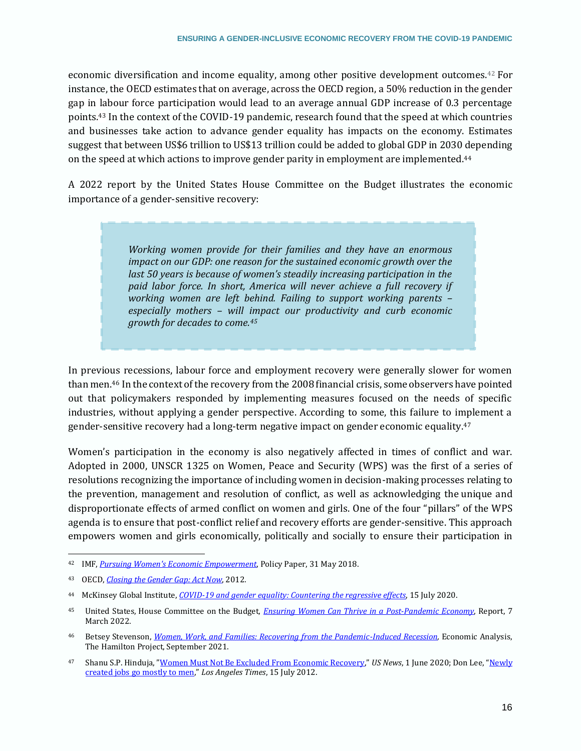economic diversification and income equality, among other positive development outcomes.[42] For instance, the OECD estimates that on average, across the OECD region, a 50% reduction in the gender gap in labour force participation would lead to an average annual GDP increase of 0.3 percentage points.[43] In the context of the COVID-19 pandemic, research found that the speed at which countries and businesses take action to advance gender equality has impacts on the economy. Estimates suggest that between US$6 trillion to US$13 trillion could be added to global GDP in 2030 depending on the speed at which actions to improve gender parity in employment are implemented.[44]

A 2022 report by the United States House Committee on the Budget illustrates the economic importance of a gender-sensitive recovery:

> *Working women provide for their families and they have an enormous impact on our GDP: one reason for the sustained economic growth over the last 50 years is because of women's steadily increasing participation in the paid labor force. In short, America will never achieve a full recovery if working women are left behind. Failing to support working parents – especially mothers – will impact our productivity and curb economic growth for decades to come.*[45]

In previous recessions, labour force and employment recovery were generally slower for women than men.[46] In the context of the recovery from the 2008 financial crisis, some observers have pointed out that policymakers responded by implementing measures focused on the needs of specific industries, without applying a gender perspective. According to some, this failure to implement a gender-sensitive recovery had a long-term negative impact on gender economic equality.[47]

Women's participation in the economy is also negatively affected in times of conflict and war. Adopted in 2000, UNSCR 1325 on Women, Peace and Security (WPS) was the first of a series of resolutions recognizing the importance of including women in decision-making processes relating to the prevention, management and resolution of conflict, as well as acknowledging the unique and disproportionate effects of armed conflict on women and girls. One of the four "pillars" of the WPS agenda is to ensure that post-conflict relief and recovery efforts are gender-sensitive. This approach empowers women and girls economically, politically and socially to ensure their participation in

---

[42] IMF, *Pursuing Women's Economic Empowerment*, Policy Paper, 31 May 2018.

[43] OECD, *Closing the Gender Gap: Act Now*, 2012.

[44] McKinsey Global Institute, *COVID-19 and gender equality: Countering the regressive effects*, 15 July 2020.

[45] United States, House Committee on the Budget, *Ensuring Women Can Thrive in a Post-Pandemic Economy*, Report, 7 March 2022.

[46] Betsey Stevenson, *Women, Work, and Families: Recovering from the Pandemic-Induced Recession*, Economic Analysis, The Hamilton Project, September 2021.

[47] Shanu S.P. Hinduja, "Women Must Not Be Excluded From Economic Recovery," *US News*, 1 June 2020; Don Lee, "Newly created jobs go mostly to men," *Los Angeles Times*, 15 July 2012.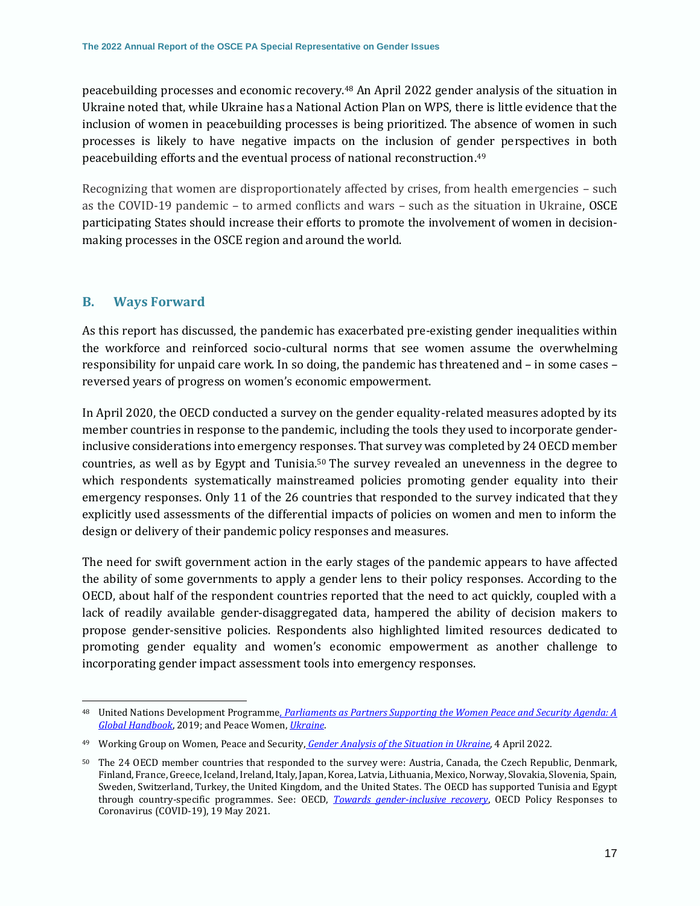peacebuilding processes and economic recovery.[48] An April 2022 gender analysis of the situation in Ukraine noted that, while Ukraine has a National Action Plan on WPS, there is little evidence that the inclusion of women in peacebuilding processes is being prioritized. The absence of women in such processes is likely to have negative impacts on the inclusion of gender perspectives in both peacebuilding efforts and the eventual process of national reconstruction.[49]

Recognizing that women are disproportionately affected by crises, from health emergencies – such as the COVID-19 pandemic – to armed conflicts and wars – such as the situation in Ukraine, OSCE participating States should increase their efforts to promote the involvement of women in decision-making processes in the OSCE region and around the world.

## B. Ways Forward

As this report has discussed, the pandemic has exacerbated pre-existing gender inequalities within the workforce and reinforced socio-cultural norms that see women assume the overwhelming responsibility for unpaid care work. In so doing, the pandemic has threatened and – in some cases – reversed years of progress on women's economic empowerment.

In April 2020, the OECD conducted a survey on the gender equality-related measures adopted by its member countries in response to the pandemic, including the tools they used to incorporate gender-inclusive considerations into emergency responses. That survey was completed by 24 OECD member countries, as well as by Egypt and Tunisia.[50] The survey revealed an unevenness in the degree to which respondents systematically mainstreamed policies promoting gender equality into their emergency responses. Only 11 of the 26 countries that responded to the survey indicated that they explicitly used assessments of the differential impacts of policies on women and men to inform the design or delivery of their pandemic policy responses and measures.

The need for swift government action in the early stages of the pandemic appears to have affected the ability of some governments to apply a gender lens to their policy responses. According to the OECD, about half of the respondent countries reported that the need to act quickly, coupled with a lack of readily available gender-disaggregated data, hampered the ability of decision makers to propose gender-sensitive policies. Respondents also highlighted limited resources dedicated to promoting gender equality and women's economic empowerment as another challenge to incorporating gender impact assessment tools into emergency responses.

---

[48] United Nations Development Programme, *Parliaments as Partners Supporting the Women Peace and Security Agenda: A Global Handbook*, 2019; and Peace Women, *Ukraine*.

[49] Working Group on Women, Peace and Security, *Gender Analysis of the Situation in Ukraine*, 4 April 2022.

[50] The 24 OECD member countries that responded to the survey were: Austria, Canada, the Czech Republic, Denmark, Finland, France, Greece, Iceland, Ireland, Italy, Japan, Korea, Latvia, Lithuania, Mexico, Norway, Slovakia, Slovenia, Spain, Sweden, Switzerland, Turkey, the United Kingdom, and the United States. The OECD has supported Tunisia and Egypt through country-specific programmes. See: OECD, *Towards gender-inclusive recovery*, OECD Policy Responses to Coronavirus (COVID-19), 19 May 2021.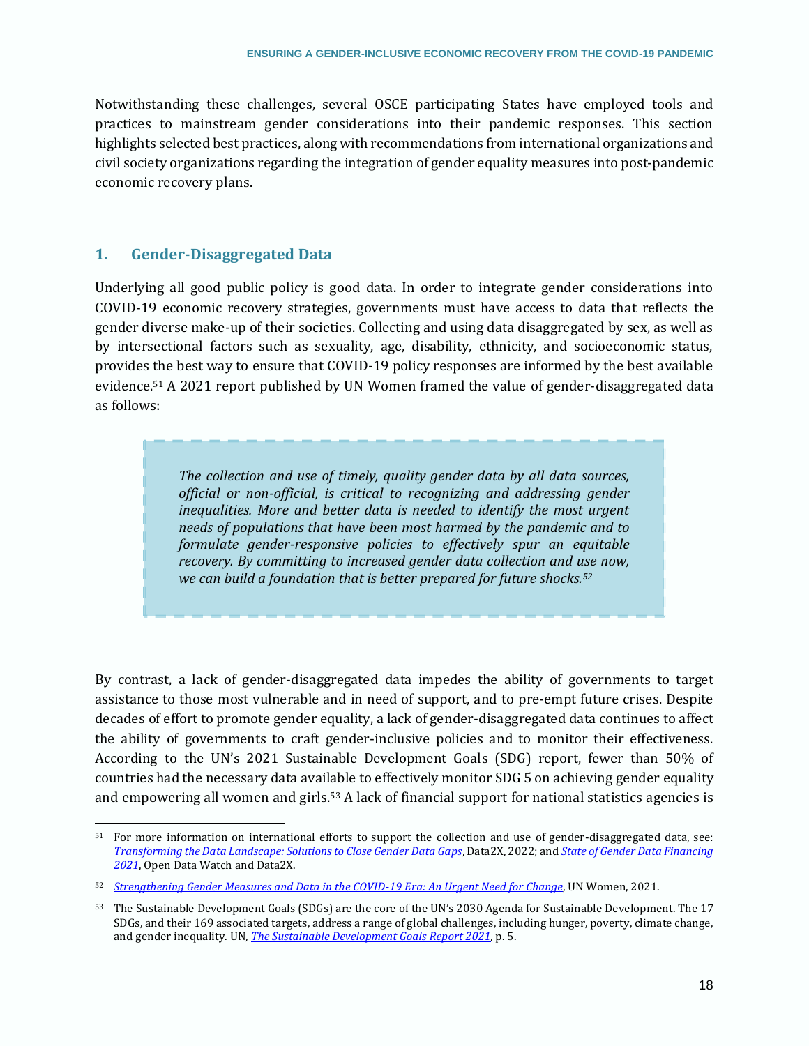Notwithstanding these challenges, several OSCE participating States have employed tools and practices to mainstream gender considerations into their pandemic responses. This section highlights selected best practices, along with recommendations from international organizations and civil society organizations regarding the integration of gender equality measures into post-pandemic economic recovery plans.

## 1. Gender-Disaggregated Data

Underlying all good public policy is good data. In order to integrate gender considerations into COVID-19 economic recovery strategies, governments must have access to data that reflects the gender diverse make-up of their societies. Collecting and using data disaggregated by sex, as well as by intersectional factors such as sexuality, age, disability, ethnicity, and socioeconomic status, provides the best way to ensure that COVID-19 policy responses are informed by the best available evidence.[51] A 2021 report published by UN Women framed the value of gender-disaggregated data as follows:

> *The collection and use of timely, quality gender data by all data sources, official or non-official, is critical to recognizing and addressing gender inequalities. More and better data is needed to identify the most urgent needs of populations that have been most harmed by the pandemic and to formulate gender-responsive policies to effectively spur an equitable recovery. By committing to increased gender data collection and use now, we can build a foundation that is better prepared for future shocks.*[52]

By contrast, a lack of gender-disaggregated data impedes the ability of governments to target assistance to those most vulnerable and in need of support, and to pre-empt future crises. Despite decades of effort to promote gender equality, a lack of gender-disaggregated data continues to affect the ability of governments to craft gender-inclusive policies and to monitor their effectiveness. According to the UN's 2021 Sustainable Development Goals (SDG) report, fewer than 50% of countries had the necessary data available to effectively monitor SDG 5 on achieving gender equality and empowering all women and girls.[53] A lack of financial support for national statistics agencies is

---

[51] For more information on international efforts to support the collection and use of gender-disaggregated data, see: *Transforming the Data Landscape: Solutions to Close Gender Data Gaps*, Data2X, 2022; and *State of Gender Data Financing 2021*, Open Data Watch and Data2X.

[52] *Strengthening Gender Measures and Data in the COVID-19 Era: An Urgent Need for Change*, UN Women, 2021.

[53] The Sustainable Development Goals (SDGs) are the core of the UN's 2030 Agenda for Sustainable Development. The 17 SDGs, and their 169 associated targets, address a range of global challenges, including hunger, poverty, climate change, and gender inequality. UN, *The Sustainable Development Goals Report 2021*, p. 5.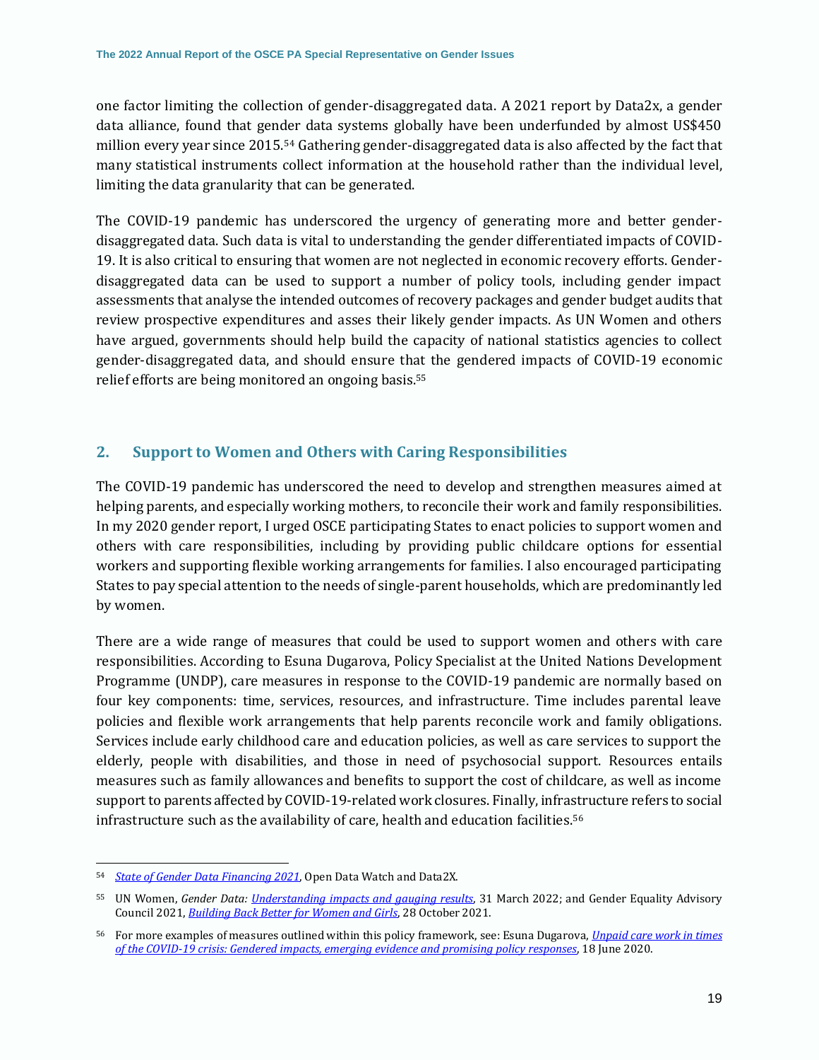one factor limiting the collection of gender-disaggregated data. A 2021 report by Data2x, a gender data alliance, found that gender data systems globally have been underfunded by almost US$450 million every year since 2015.[54] Gathering gender-disaggregated data is also affected by the fact that many statistical instruments collect information at the household rather than the individual level, limiting the data granularity that can be generated.

The COVID-19 pandemic has underscored the urgency of generating more and better gender-disaggregated data. Such data is vital to understanding the gender differentiated impacts of COVID-19. It is also critical to ensuring that women are not neglected in economic recovery efforts. Gender-disaggregated data can be used to support a number of policy tools, including gender impact assessments that analyse the intended outcomes of recovery packages and gender budget audits that review prospective expenditures and asses their likely gender impacts. As UN Women and others have argued, governments should help build the capacity of national statistics agencies to collect gender-disaggregated data, and should ensure that the gendered impacts of COVID-19 economic relief efforts are being monitored an ongoing basis.[55]

## 2. Support to Women and Others with Caring Responsibilities

The COVID-19 pandemic has underscored the need to develop and strengthen measures aimed at helping parents, and especially working mothers, to reconcile their work and family responsibilities. In my 2020 gender report, I urged OSCE participating States to enact policies to support women and others with care responsibilities, including by providing public childcare options for essential workers and supporting flexible working arrangements for families. I also encouraged participating States to pay special attention to the needs of single-parent households, which are predominantly led by women.

There are a wide range of measures that could be used to support women and others with care responsibilities. According to Esuna Dugarova, Policy Specialist at the United Nations Development Programme (UNDP), care measures in response to the COVID-19 pandemic are normally based on four key components: time, services, resources, and infrastructure. Time includes parental leave policies and flexible work arrangements that help parents reconcile work and family obligations. Services include early childhood care and education policies, as well as care services to support the elderly, people with disabilities, and those in need of psychosocial support. Resources entails measures such as family allowances and benefits to support the cost of childcare, as well as income support to parents affected by COVID-19-related work closures. Finally, infrastructure refers to social infrastructure such as the availability of care, health and education facilities.[56]

---

[54] *State of Gender Data Financing 2021*, Open Data Watch and Data2X.

[55] UN Women, *Gender Data: Understanding impacts and gauging results*, 31 March 2022; and Gender Equality Advisory Council 2021, *Building Back Better for Women and Girls*, 28 October 2021.

[56] For more examples of measures outlined within this policy framework, see: Esuna Dugarova, *Unpaid care work in times of the COVID-19 crisis: Gendered impacts, emerging evidence and promising policy responses*, 18 June 2020.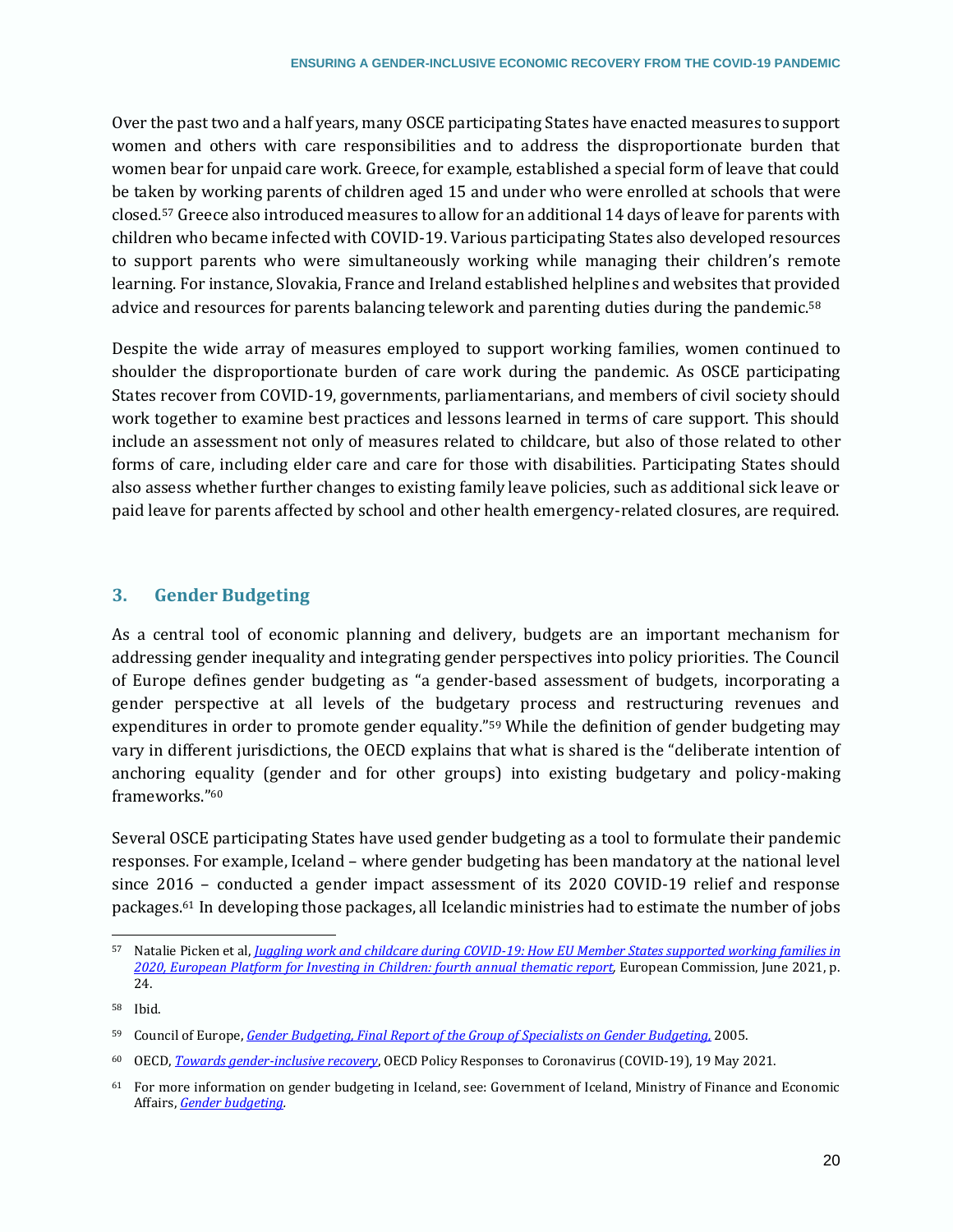Over the past two and a half years, many OSCE participating States have enacted measures to support women and others with care responsibilities and to address the disproportionate burden that women bear for unpaid care work. Greece, for example, established a special form of leave that could be taken by working parents of children aged 15 and under who were enrolled at schools that were closed.[57] Greece also introduced measures to allow for an additional 14 days of leave for parents with children who became infected with COVID-19. Various participating States also developed resources to support parents who were simultaneously working while managing their children's remote learning. For instance, Slovakia, France and Ireland established helplines and websites that provided advice and resources for parents balancing telework and parenting duties during the pandemic.[58]

Despite the wide array of measures employed to support working families, women continued to shoulder the disproportionate burden of care work during the pandemic. As OSCE participating States recover from COVID-19, governments, parliamentarians, and members of civil society should work together to examine best practices and lessons learned in terms of care support. This should include an assessment not only of measures related to childcare, but also of those related to other forms of care, including elder care and care for those with disabilities. Participating States should also assess whether further changes to existing family leave policies, such as additional sick leave or paid leave for parents affected by school and other health emergency-related closures, are required.

## 3. Gender Budgeting

As a central tool of economic planning and delivery, budgets are an important mechanism for addressing gender inequality and integrating gender perspectives into policy priorities. The Council of Europe defines gender budgeting as "a gender-based assessment of budgets, incorporating a gender perspective at all levels of the budgetary process and restructuring revenues and expenditures in order to promote gender equality."[59] While the definition of gender budgeting may vary in different jurisdictions, the OECD explains that what is shared is the "deliberate intention of anchoring equality (gender and for other groups) into existing budgetary and policy-making frameworks."[60]

Several OSCE participating States have used gender budgeting as a tool to formulate their pandemic responses. For example, Iceland – where gender budgeting has been mandatory at the national level since 2016 – conducted a gender impact assessment of its 2020 COVID-19 relief and response packages.[61] In developing those packages, all Icelandic ministries had to estimate the number of jobs

---

[57] Natalie Picken et al, *Juggling work and childcare during COVID-19: How EU Member States supported working families in 2020, European Platform for Investing in Children: fourth annual thematic report,* European Commission, June 2021, p. 24.

[58] Ibid.

[59] Council of Europe, *Gender Budgeting, Final Report of the Group of Specialists on Gender Budgeting,* 2005.

[60] OECD, *Towards gender-inclusive recovery*, OECD Policy Responses to Coronavirus (COVID-19), 19 May 2021.

[61] For more information on gender budgeting in Iceland, see: Government of Iceland, Ministry of Finance and Economic Affairs, *Gender budgeting*.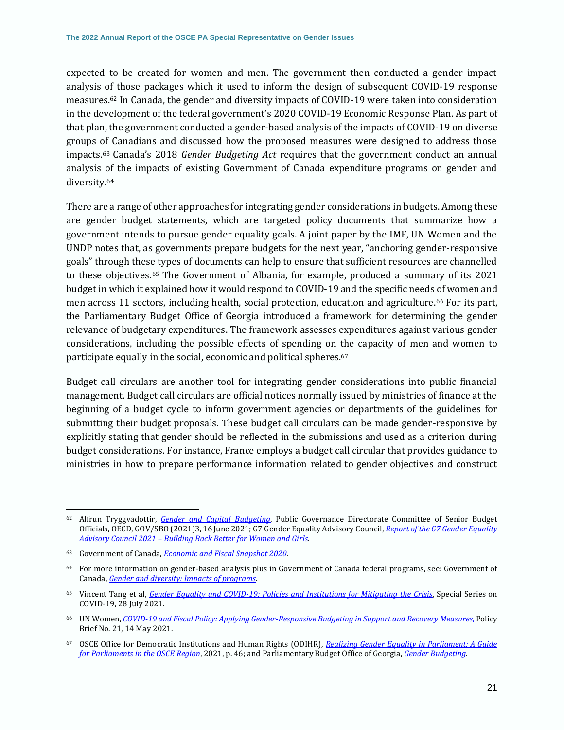expected to be created for women and men. The government then conducted a gender impact analysis of those packages which it used to inform the design of subsequent COVID-19 response measures.[62] In Canada, the gender and diversity impacts of COVID-19 were taken into consideration in the development of the federal government's 2020 COVID-19 Economic Response Plan. As part of that plan, the government conducted a gender-based analysis of the impacts of COVID-19 on diverse groups of Canadians and discussed how the proposed measures were designed to address those impacts.[63] Canada's 2018 *Gender Budgeting Act* requires that the government conduct an annual analysis of the impacts of existing Government of Canada expenditure programs on gender and diversity.[64]

There are a range of other approaches for integrating gender considerations in budgets. Among these are gender budget statements, which are targeted policy documents that summarize how a government intends to pursue gender equality goals. A joint paper by the IMF, UN Women and the UNDP notes that, as governments prepare budgets for the next year, "anchoring gender-responsive goals" through these types of documents can help to ensure that sufficient resources are channelled to these objectives.[65] The Government of Albania, for example, produced a summary of its 2021 budget in which it explained how it would respond to COVID-19 and the specific needs of women and men across 11 sectors, including health, social protection, education and agriculture.[66] For its part, the Parliamentary Budget Office of Georgia introduced a framework for determining the gender relevance of budgetary expenditures. The framework assesses expenditures against various gender considerations, including the possible effects of spending on the capacity of men and women to participate equally in the social, economic and political spheres.[67]

Budget call circulars are another tool for integrating gender considerations into public financial management. Budget call circulars are official notices normally issued by ministries of finance at the beginning of a budget cycle to inform government agencies or departments of the guidelines for submitting their budget proposals. These budget call circulars can be made gender-responsive by explicitly stating that gender should be reflected in the submissions and used as a criterion during budget considerations. For instance, France employs a budget call circular that provides guidance to ministries in how to prepare performance information related to gender objectives and construct

---

[62] Alfrun Tryggvadottir, *Gender and Capital Budgeting*, Public Governance Directorate Committee of Senior Budget Officials, OECD, GOV/SBO (2021)3, 16 June 2021; G7 Gender Equality Advisory Council, *Report of the G7 Gender Equality Advisory Council 2021 – Building Back Better for Women and Girls*.

[63] Government of Canada, *Economic and Fiscal Snapshot 2020*.

[64] For more information on gender-based analysis plus in Government of Canada federal programs, see: Government of Canada, *Gender and diversity: Impacts of programs*.

[65] Vincent Tang et al, *Gender Equality and COVID-19: Policies and Institutions for Mitigating the Crisis*, Special Series on COVID-19, 28 July 2021.

[66] UN Women, *COVID-19 and Fiscal Policy: Applying Gender-Responsive Budgeting in Support and Recovery Measures*, Policy Brief No. 21, 14 May 2021.

[67] OSCE Office for Democratic Institutions and Human Rights (ODIHR), *Realizing Gender Equality in Parliament: A Guide for Parliaments in the OSCE Region*, 2021, p. 46; and Parliamentary Budget Office of Georgia, *Gender Budgeting*.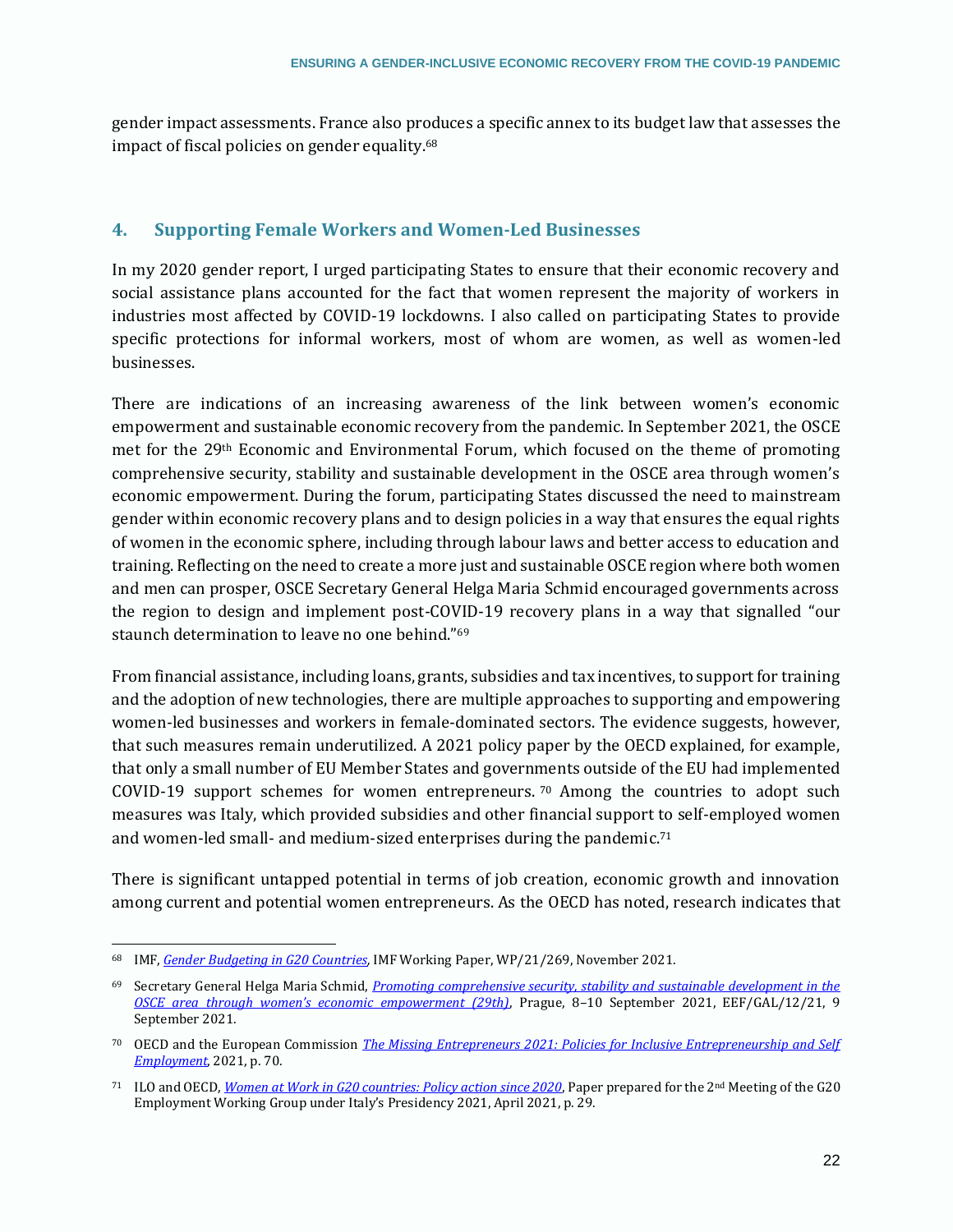gender impact assessments. France also produces a specific annex to its budget law that assesses the impact of fiscal policies on gender equality.[68]

## 4. Supporting Female Workers and Women-Led Businesses

In my 2020 gender report, I urged participating States to ensure that their economic recovery and social assistance plans accounted for the fact that women represent the majority of workers in industries most affected by COVID-19 lockdowns. I also called on participating States to provide specific protections for informal workers, most of whom are women, as well as women-led businesses.

There are indications of an increasing awareness of the link between women's economic empowerment and sustainable economic recovery from the pandemic. In September 2021, the OSCE met for the 29th Economic and Environmental Forum, which focused on the theme of promoting comprehensive security, stability and sustainable development in the OSCE area through women's economic empowerment. During the forum, participating States discussed the need to mainstream gender within economic recovery plans and to design policies in a way that ensures the equal rights of women in the economic sphere, including through labour laws and better access to education and training. Reflecting on the need to create a more just and sustainable OSCE region where both women and men can prosper, OSCE Secretary General Helga Maria Schmid encouraged governments across the region to design and implement post-COVID-19 recovery plans in a way that signalled "our staunch determination to leave no one behind."[69]

From financial assistance, including loans, grants, subsidies and tax incentives, to support for training and the adoption of new technologies, there are multiple approaches to supporting and empowering women-led businesses and workers in female-dominated sectors. The evidence suggests, however, that such measures remain underutilized. A 2021 policy paper by the OECD explained, for example, that only a small number of EU Member States and governments outside of the EU had implemented COVID-19 support schemes for women entrepreneurs.[70] Among the countries to adopt such measures was Italy, which provided subsidies and other financial support to self-employed women and women-led small- and medium-sized enterprises during the pandemic.[71]

There is significant untapped potential in terms of job creation, economic growth and innovation among current and potential women entrepreneurs. As the OECD has noted, research indicates that

---

[68] IMF, *Gender Budgeting in G20 Countries*, IMF Working Paper, WP/21/269, November 2021.

[69] Secretary General Helga Maria Schmid, *Promoting comprehensive security, stability and sustainable development in the OSCE area through women's economic empowerment (29th)*, Prague, 8–10 September 2021, EEF/GAL/12/21, 9 September 2021.

[70] OECD and the European Commission *The Missing Entrepreneurs 2021: Policies for Inclusive Entrepreneurship and Self Employment*, 2021, p. 70.

[71] ILO and OECD, *Women at Work in G20 countries: Policy action since 2020*, Paper prepared for the 2nd Meeting of the G20 Employment Working Group under Italy's Presidency 2021, April 2021, p. 29.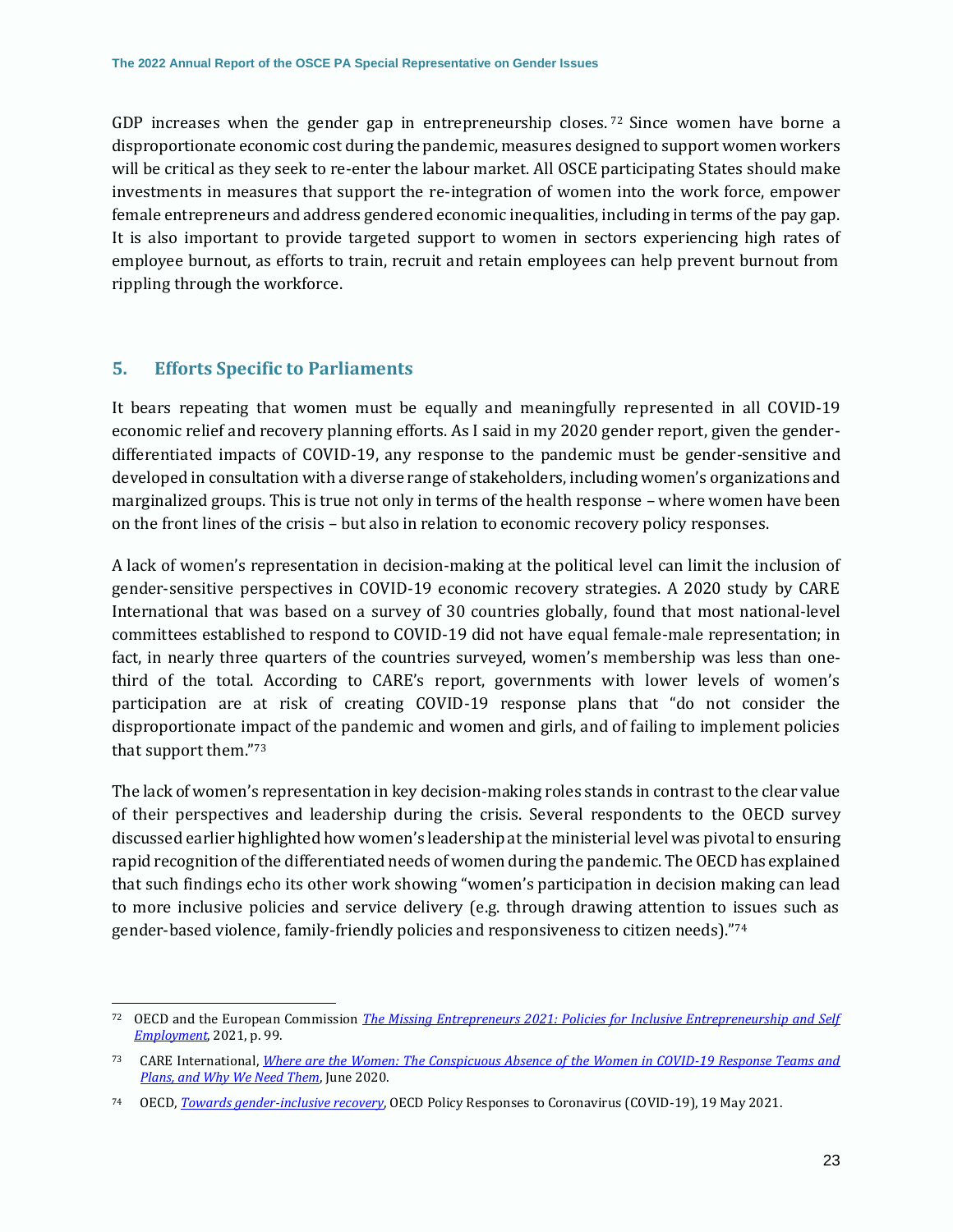GDP increases when the gender gap in entrepreneurship closes.[72] Since women have borne a disproportionate economic cost during the pandemic, measures designed to support women workers will be critical as they seek to re-enter the labour market. All OSCE participating States should make investments in measures that support the re-integration of women into the work force, empower female entrepreneurs and address gendered economic inequalities, including in terms of the pay gap. It is also important to provide targeted support to women in sectors experiencing high rates of employee burnout, as efforts to train, recruit and retain employees can help prevent burnout from rippling through the workforce.

## 5. Efforts Specific to Parliaments

It bears repeating that women must be equally and meaningfully represented in all COVID-19 economic relief and recovery planning efforts. As I said in my 2020 gender report, given the gender-differentiated impacts of COVID-19, any response to the pandemic must be gender-sensitive and developed in consultation with a diverse range of stakeholders, including women's organizations and marginalized groups. This is true not only in terms of the health response – where women have been on the front lines of the crisis – but also in relation to economic recovery policy responses.

A lack of women's representation in decision-making at the political level can limit the inclusion of gender-sensitive perspectives in COVID-19 economic recovery strategies. A 2020 study by CARE International that was based on a survey of 30 countries globally, found that most national-level committees established to respond to COVID-19 did not have equal female-male representation; in fact, in nearly three quarters of the countries surveyed, women's membership was less than one-third of the total. According to CARE's report, governments with lower levels of women's participation are at risk of creating COVID-19 response plans that "do not consider the disproportionate impact of the pandemic and women and girls, and of failing to implement policies that support them."[73]

The lack of women's representation in key decision-making roles stands in contrast to the clear value of their perspectives and leadership during the crisis. Several respondents to the OECD survey discussed earlier highlighted how women's leadership at the ministerial level was pivotal to ensuring rapid recognition of the differentiated needs of women during the pandemic. The OECD has explained that such findings echo its other work showing "women's participation in decision making can lead to more inclusive policies and service delivery (e.g. through drawing attention to issues such as gender-based violence, family-friendly policies and responsiveness to citizen needs)."[74]

---

[72] OECD and the European Commission *The Missing Entrepreneurs 2021: Policies for Inclusive Entrepreneurship and Self Employment*, 2021, p. 99.

[73] CARE International, *Where are the Women: The Conspicuous Absence of the Women in COVID-19 Response Teams and Plans, and Why We Need Them*, June 2020.

[74] OECD, *Towards gender-inclusive recovery*, OECD Policy Responses to Coronavirus (COVID-19), 19 May 2021.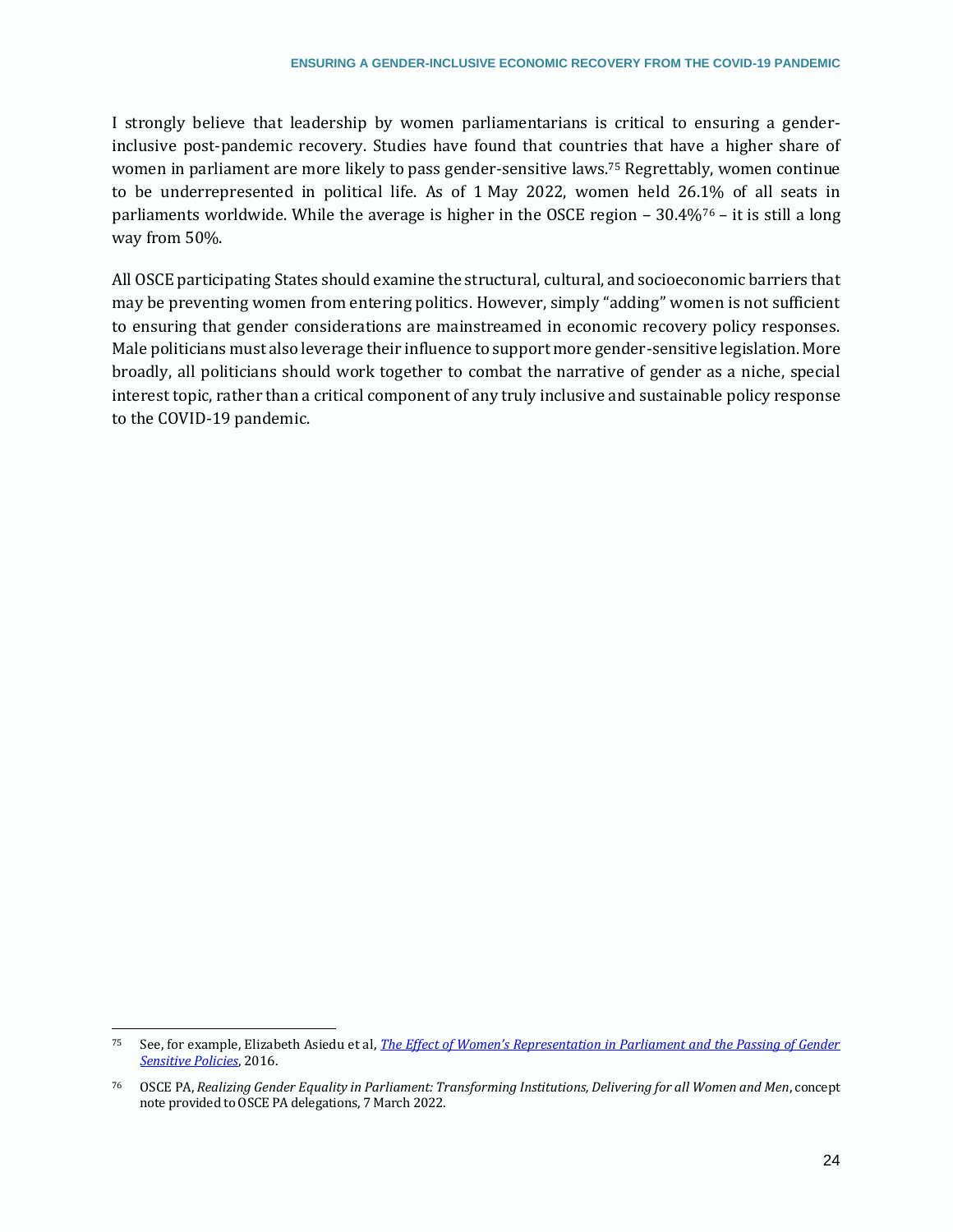I strongly believe that leadership by women parliamentarians is critical to ensuring a gender-inclusive post-pandemic recovery. Studies have found that countries that have a higher share of women in parliament are more likely to pass gender-sensitive laws.[75] Regrettably, women continue to be underrepresented in political life. As of 1 May 2022, women held 26.1% of all seats in parliaments worldwide. While the average is higher in the OSCE region – 30.4%[76] – it is still a long way from 50%.

All OSCE participating States should examine the structural, cultural, and socioeconomic barriers that may be preventing women from entering politics. However, simply "adding" women is not sufficient to ensuring that gender considerations are mainstreamed in economic recovery policy responses. Male politicians must also leverage their influence to support more gender-sensitive legislation. More broadly, all politicians should work together to combat the narrative of gender as a niche, special interest topic, rather than a critical component of any truly inclusive and sustainable policy response to the COVID-19 pandemic.

---

[75] See, for example, Elizabeth Asiedu et al, *The Effect of Women's Representation in Parliament and the Passing of Gender Sensitive Policies*, 2016.

[76] OSCE PA, *Realizing Gender Equality in Parliament: Transforming Institutions, Delivering for all Women and Men*, concept note provided to OSCE PA delegations, 7 March 2022.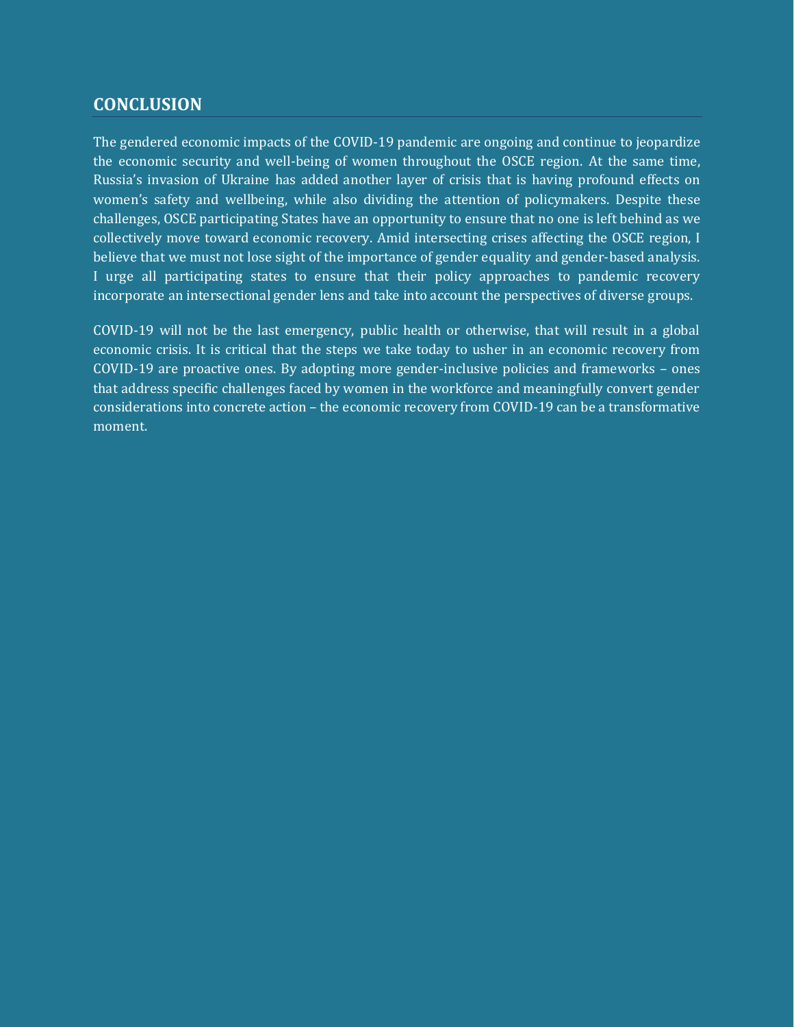## CONCLUSION

The gendered economic impacts of the COVID-19 pandemic are ongoing and continue to jeopardize the economic security and well-being of women throughout the OSCE region. At the same time, Russia's invasion of Ukraine has added another layer of crisis that is having profound effects on women's safety and wellbeing, while also dividing the attention of policymakers. Despite these challenges, OSCE participating States have an opportunity to ensure that no one is left behind as we collectively move toward economic recovery. Amid intersecting crises affecting the OSCE region, I believe that we must not lose sight of the importance of gender equality and gender-based analysis. I urge all participating states to ensure that their policy approaches to pandemic recovery incorporate an intersectional gender lens and take into account the perspectives of diverse groups.

COVID-19 will not be the last emergency, public health or otherwise, that will result in a global economic crisis. It is critical that the steps we take today to usher in an economic recovery from COVID-19 are proactive ones. By adopting more gender-inclusive policies and frameworks – ones that address specific challenges faced by women in the workforce and meaningfully convert gender considerations into concrete action – the economic recovery from COVID-19 can be a transformative moment.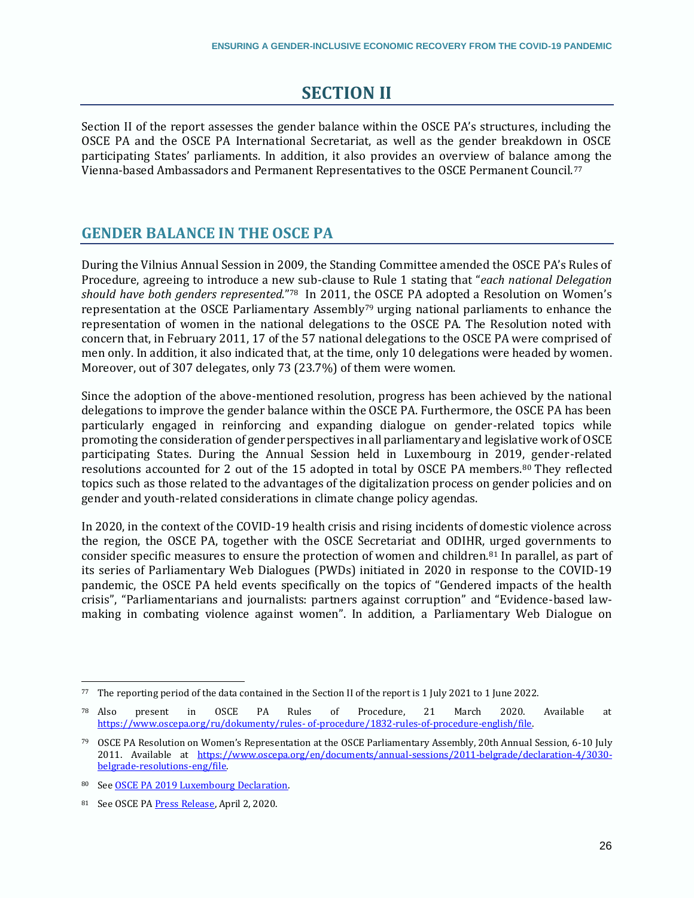# SECTION II

Section II of the report assesses the gender balance within the OSCE PA's structures, including the OSCE PA and the OSCE PA International Secretariat, as well as the gender breakdown in OSCE participating States' parliaments. In addition, it also provides an overview of balance among the Vienna-based Ambassadors and Permanent Representatives to the OSCE Permanent Council.[77]

## GENDER BALANCE IN THE OSCE PA

During the Vilnius Annual Session in 2009, the Standing Committee amended the OSCE PA's Rules of Procedure, agreeing to introduce a new sub-clause to Rule 1 stating that "*each national Delegation should have both genders represented.*"[78] In 2011, the OSCE PA adopted a Resolution on Women's representation at the OSCE Parliamentary Assembly[79] urging national parliaments to enhance the representation of women in the national delegations to the OSCE PA. The Resolution noted with concern that, in February 2011, 17 of the 57 national delegations to the OSCE PA were comprised of men only. In addition, it also indicated that, at the time, only 10 delegations were headed by women. Moreover, out of 307 delegates, only 73 (23.7%) of them were women.

Since the adoption of the above-mentioned resolution, progress has been achieved by the national delegations to improve the gender balance within the OSCE PA. Furthermore, the OSCE PA has been particularly engaged in reinforcing and expanding dialogue on gender-related topics while promoting the consideration of gender perspectives in all parliamentary and legislative work of OSCE participating States. During the Annual Session held in Luxembourg in 2019, gender-related resolutions accounted for 2 out of the 15 adopted in total by OSCE PA members.[80] They reflected topics such as those related to the advantages of the digitalization process on gender policies and on gender and youth-related considerations in climate change policy agendas.

In 2020, in the context of the COVID-19 health crisis and rising incidents of domestic violence across the region, the OSCE PA, together with the OSCE Secretariat and ODIHR, urged governments to consider specific measures to ensure the protection of women and children.[81] In parallel, as part of its series of Parliamentary Web Dialogues (PWDs) initiated in 2020 in response to the COVID-19 pandemic, the OSCE PA held events specifically on the topics of "Gendered impacts of the health crisis", "Parliamentarians and journalists: partners against corruption" and "Evidence-based law-making in combating violence against women". In addition, a Parliamentary Web Dialogue on

---

[77] The reporting period of the data contained in the Section II of the report is 1 July 2021 to 1 June 2022.

[78] Also present in OSCE PA Rules of Procedure, 21 March 2020. Available at https://www.oscepa.org/ru/dokumenty/rules-of-procedure/1832-rules-of-procedure-english/file.

[79] OSCE PA Resolution on Women's Representation at the OSCE Parliamentary Assembly, 20th Annual Session, 6-10 July 2011. Available at https://www.oscepa.org/en/documents/annual-sessions/2011-belgrade/declaration-4/3030-belgrade-resolutions-eng/file.

[80] See OSCE PA 2019 Luxembourg Declaration.

[81] See OSCE PA Press Release, April 2, 2020.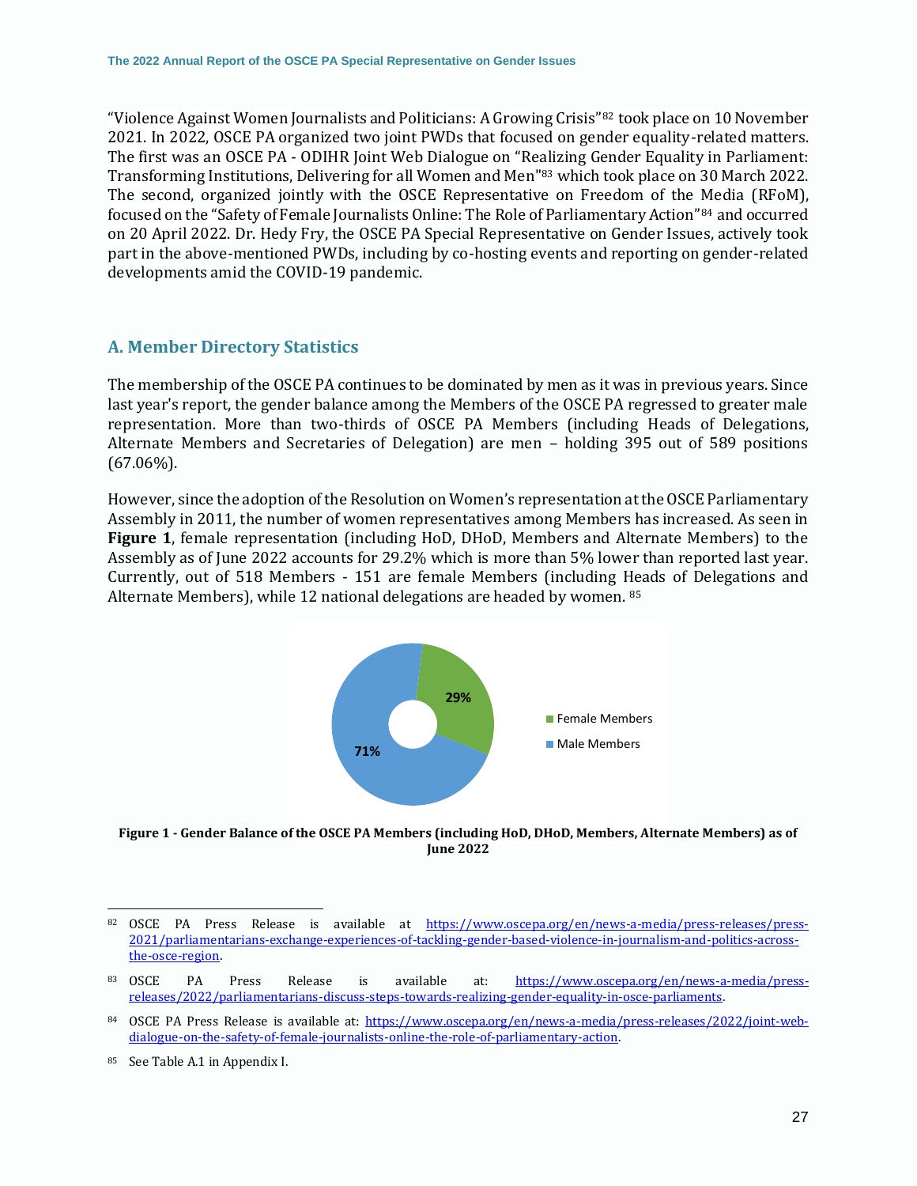"Violence Against Women Journalists and Politicians: A Growing Crisis"[82] took place on 10 November 2021. In 2022, OSCE PA organized two joint PWDs that focused on gender equality-related matters. The first was an OSCE PA - ODIHR Joint Web Dialogue on "Realizing Gender Equality in Parliament: Transforming Institutions, Delivering for all Women and Men"[83] which took place on 30 March 2022. The second, organized jointly with the OSCE Representative on Freedom of the Media (RFoM), focused on the "Safety of Female Journalists Online: The Role of Parliamentary Action"[84] and occurred on 20 April 2022. Dr. Hedy Fry, the OSCE PA Special Representative on Gender Issues, actively took part in the above-mentioned PWDs, including by co-hosting events and reporting on gender-related developments amid the COVID-19 pandemic.

## A. Member Directory Statistics

The membership of the OSCE PA continues to be dominated by men as it was in previous years. Since last year's report, the gender balance among the Members of the OSCE PA regressed to greater male representation. More than two-thirds of OSCE PA Members (including Heads of Delegations, Alternate Members and Secretaries of Delegation) are men – holding 395 out of 589 positions (67.06%).

However, since the adoption of the Resolution on Women's representation at the OSCE Parliamentary Assembly in 2011, the number of women representatives among Members has increased. As seen in **Figure 1**, female representation (including HoD, DHoD, Members and Alternate Members) to the Assembly as of June 2022 accounts for 29.2% which is more than 5% lower than reported last year. Currently, out of 518 Members - 151 are female Members (including Heads of Delegations and Alternate Members), while 12 national delegations are headed by women. [85]

29%

71%

Female Members

Male Members

**Figure 1 - Gender Balance of the OSCE PA Members (including HoD, DHoD, Members, Alternate Members) as of June 2022**

---

[82] OSCE PA Press Release is available at https://www.oscepa.org/en/news-a-media/press-releases/press-2021/parliamentarians-exchange-experiences-of-tackling-gender-based-violence-in-journalism-and-politics-across-the-osce-region.

[83] OSCE PA Press Release is available at: https://www.oscepa.org/en/news-a-media/press-releases/2022/parliamentarians-discuss-steps-towards-realizing-gender-equality-in-osce-parliaments.

[84] OSCE PA Press Release is available at: https://www.oscepa.org/en/news-a-media/press-releases/2022/joint-web-dialogue-on-the-safety-of-female-journalists-online-the-role-of-parliamentary-action.

[85] See Table A.1 in Appendix I.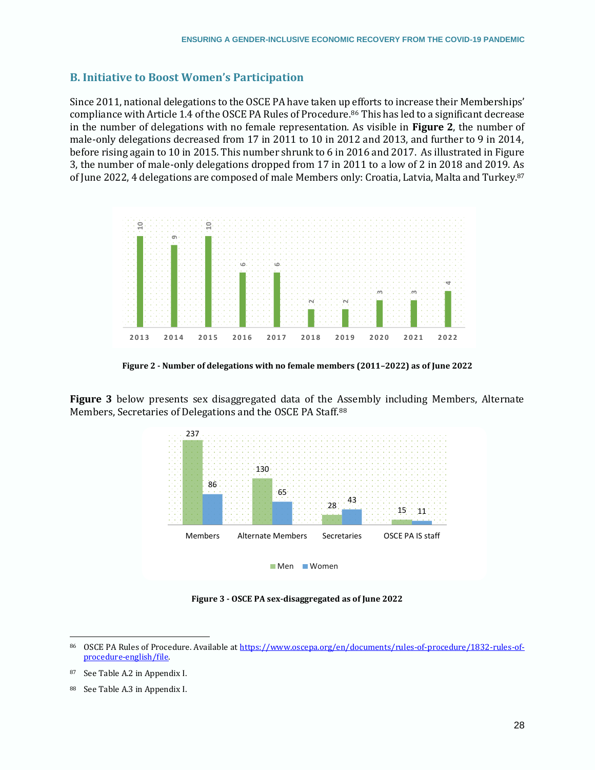## B. Initiative to Boost Women's Participation

Since 2011, national delegations to the OSCE PA have taken up efforts to increase their Memberships' compliance with Article 1.4 of the OSCE PA Rules of Procedure.[86] This has led to a significant decrease in the number of delegations with no female representation. As visible in **Figure 2**, the number of male-only delegations decreased from 17 in 2011 to 10 in 2012 and 2013, and further to 9 in 2014, before rising again to 10 in 2015. This number shrunk to 6 in 2016 and 2017. As illustrated in Figure 3, the number of male-only delegations dropped from 17 in 2011 to a low of 2 in 2018 and 2019. As of June 2022, 4 delegations are composed of male Members only: Croatia, Latvia, Malta and Turkey.[87]

| Year | 2013 | 2014 | 2015 | 2016 | 2017 | 2018 | 2019 | 2020 | 2021 | 2022 |
|---|---|---|---|---|---|---|---|---|---|---|
| Delegations with no female members | 10 | 9 | 10 | 6 | 6 | 2 | 2 | 3 | 3 | 4 |

**Figure 2 - Number of delegations with no female members (2011–2022) as of June 2022**

**Figure 3** below presents sex disaggregated data of the Assembly including Members, Alternate Members, Secretaries of Delegations and the OSCE PA Staff.[88]

| | Members | Alternate Members | Secretaries | OSCE PA IS staff |
|---|---|---|---|---|
| Men | 237 | 130 | 28 | 15 |
| Women | 86 | 65 | 43 | 11 |

**Figure 3 - OSCE PA sex-disaggregated as of June 2022**

---

86 OSCE PA Rules of Procedure. Available at https://www.oscepa.org/en/documents/rules-of-procedure/1832-rules-of-procedure-english/file.

87 See Table A.2 in Appendix I.

88 See Table A.3 in Appendix I.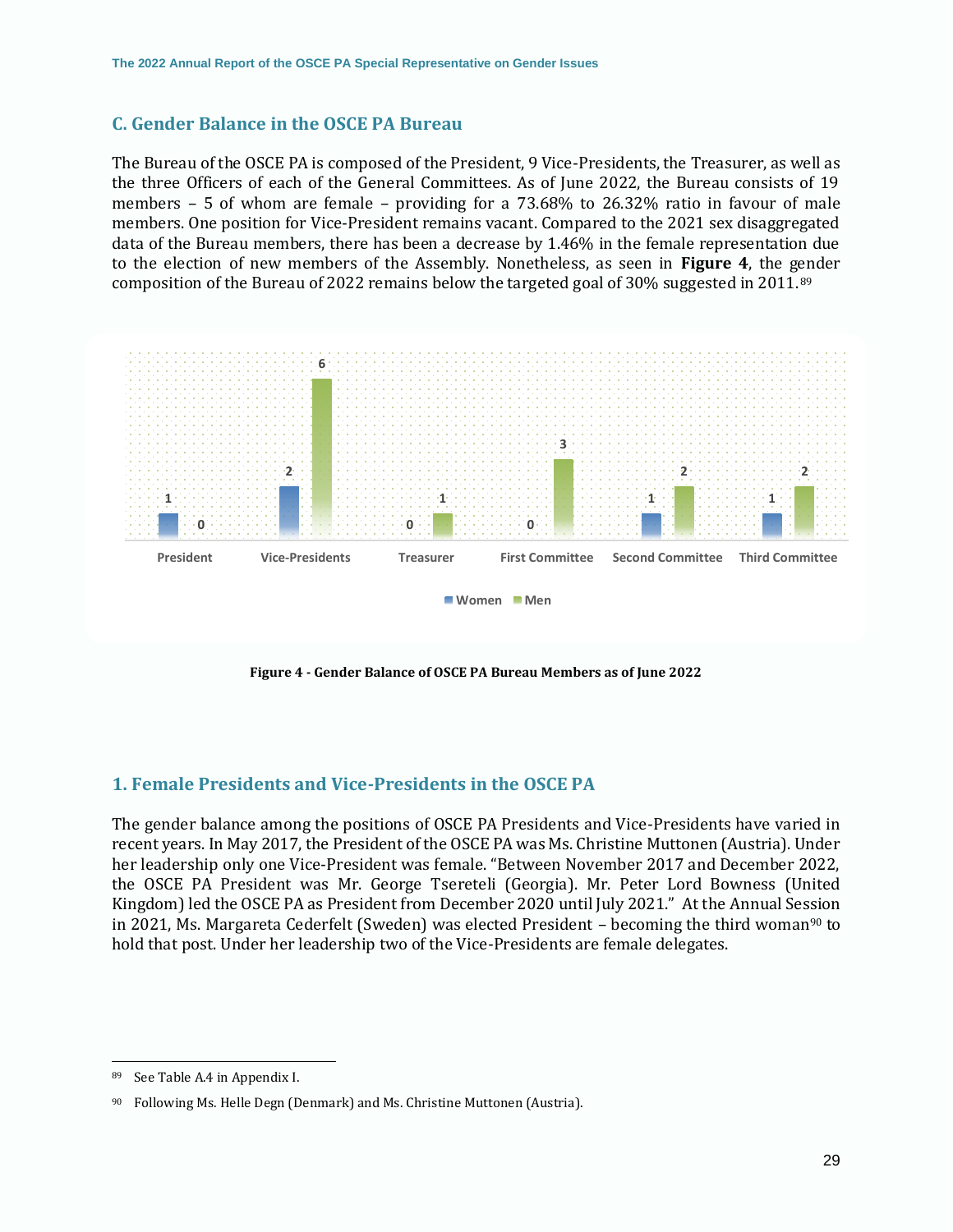## C. Gender Balance in the OSCE PA Bureau

The Bureau of the OSCE PA is composed of the President, 9 Vice-Presidents, the Treasurer, as well as the three Officers of each of the General Committees. As of June 2022, the Bureau consists of 19 members – 5 of whom are female – providing for a 73.68% to 26.32% ratio in favour of male members. One position for Vice-President remains vacant. Compared to the 2021 sex disaggregated data of the Bureau members, there has been a decrease by 1.46% in the female representation due to the election of new members of the Assembly. Nonetheless, as seen in **Figure 4**, the gender composition of the Bureau of 2022 remains below the targeted goal of 30% suggested in 2011.[89]

| | President | Vice-Presidents | Treasurer | First Committee | Second Committee | Third Committee |
|---|---|---|---|---|---|---|
| Women | 1 | 2 | 0 | 0 | 1 | 1 |
| Men | 0 | 6 | 1 | 3 | 2 | 2 |

**Figure 4 - Gender Balance of OSCE PA Bureau Members as of June 2022**

## 1. Female Presidents and Vice-Presidents in the OSCE PA

The gender balance among the positions of OSCE PA Presidents and Vice-Presidents have varied in recent years. In May 2017, the President of the OSCE PA was Ms. Christine Muttonen (Austria). Under her leadership only one Vice-President was female. "Between November 2017 and December 2022, the OSCE PA President was Mr. George Tsereteli (Georgia). Mr. Peter Lord Bowness (United Kingdom) led the OSCE PA as President from December 2020 until July 2021." At the Annual Session in 2021, Ms. Margareta Cederfelt (Sweden) was elected President – becoming the third woman[90] to hold that post. Under her leadership two of the Vice-Presidents are female delegates.

---

[89] See Table A.4 in Appendix I.

[90] Following Ms. Helle Degn (Denmark) and Ms. Christine Muttonen (Austria).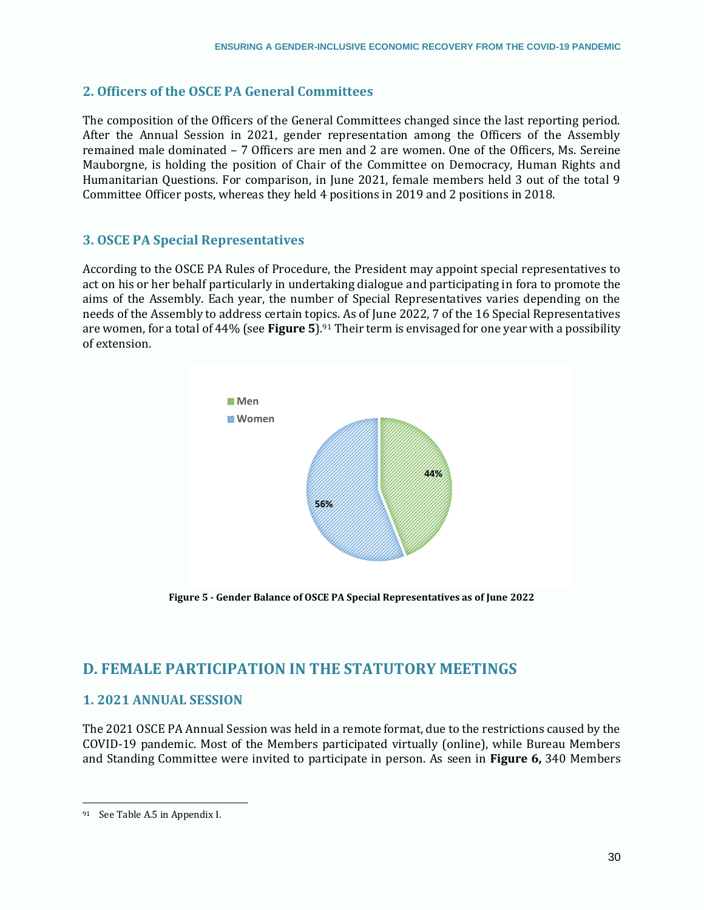## 2. Officers of the OSCE PA General Committees

The composition of the Officers of the General Committees changed since the last reporting period. After the Annual Session in 2021, gender representation among the Officers of the Assembly remained male dominated – 7 Officers are men and 2 are women. One of the Officers, Ms. Sereine Mauborgne, is holding the position of Chair of the Committee on Democracy, Human Rights and Humanitarian Questions. For comparison, in June 2021, female members held 3 out of the total 9 Committee Officer posts, whereas they held 4 positions in 2019 and 2 positions in 2018.

## 3. OSCE PA Special Representatives

According to the OSCE PA Rules of Procedure, the President may appoint special representatives to act on his or her behalf particularly in undertaking dialogue and participating in fora to promote the aims of the Assembly. Each year, the number of Special Representatives varies depending on the needs of the Assembly to address certain topics. As of June 2022, 7 of the 16 Special Representatives are women, for a total of 44% (see **Figure 5**).[91] Their term is envisaged for one year with a possibility of extension.

Men
Women
44%
56%

**Figure 5 - Gender Balance of OSCE PA Special Representatives as of June 2022**

# D. FEMALE PARTICIPATION IN THE STATUTORY MEETINGS

## 1. 2021 ANNUAL SESSION

The 2021 OSCE PA Annual Session was held in a remote format, due to the restrictions caused by the COVID-19 pandemic. Most of the Members participated virtually (online), while Bureau Members and Standing Committee were invited to participate in person. As seen in **Figure 6,** 340 Members

---

[91] See Table A.5 in Appendix I.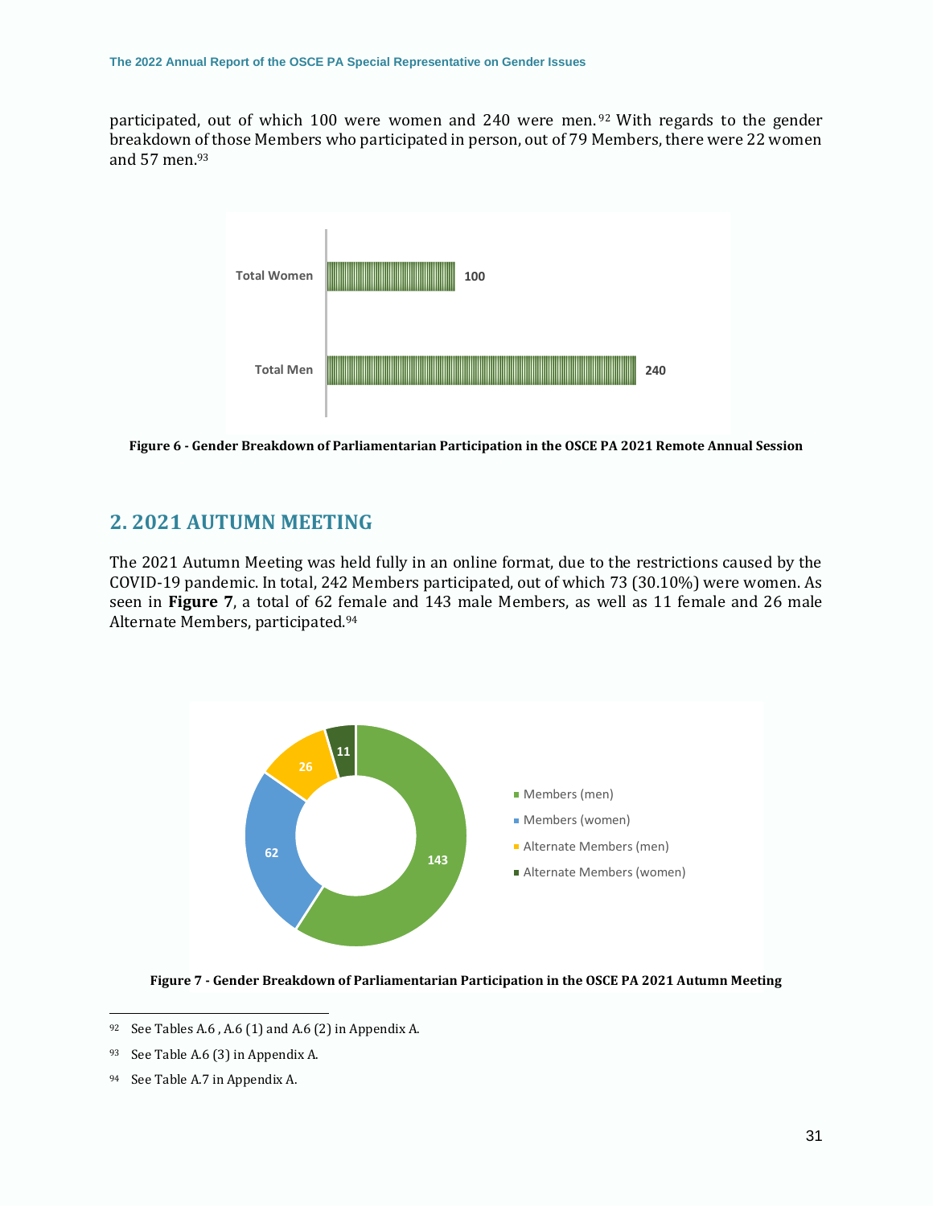participated, out of which 100 were women and 240 were men.[92] With regards to the gender breakdown of those Members who participated in person, out of 79 Members, there were 22 women and 57 men.[93]

Figure 6 - Gender Breakdown of Parliamentarian Participation in the OSCE PA 2021 Remote Annual Session

## 2. 2021 AUTUMN MEETING

The 2021 Autumn Meeting was held fully in an online format, due to the restrictions caused by the COVID-19 pandemic. In total, 242 Members participated, out of which 73 (30.10%) were women. As seen in **Figure 7**, a total of 62 female and 143 male Members, as well as 11 female and 26 male Alternate Members, participated.[94]

Figure 7 - Gender Breakdown of Parliamentarian Participation in the OSCE PA 2021 Autumn Meeting

---

[92] See Tables A.6 , A.6 (1) and A.6 (2) in Appendix A.

[93] See Table A.6 (3) in Appendix A.

[94] See Table A.7 in Appendix A.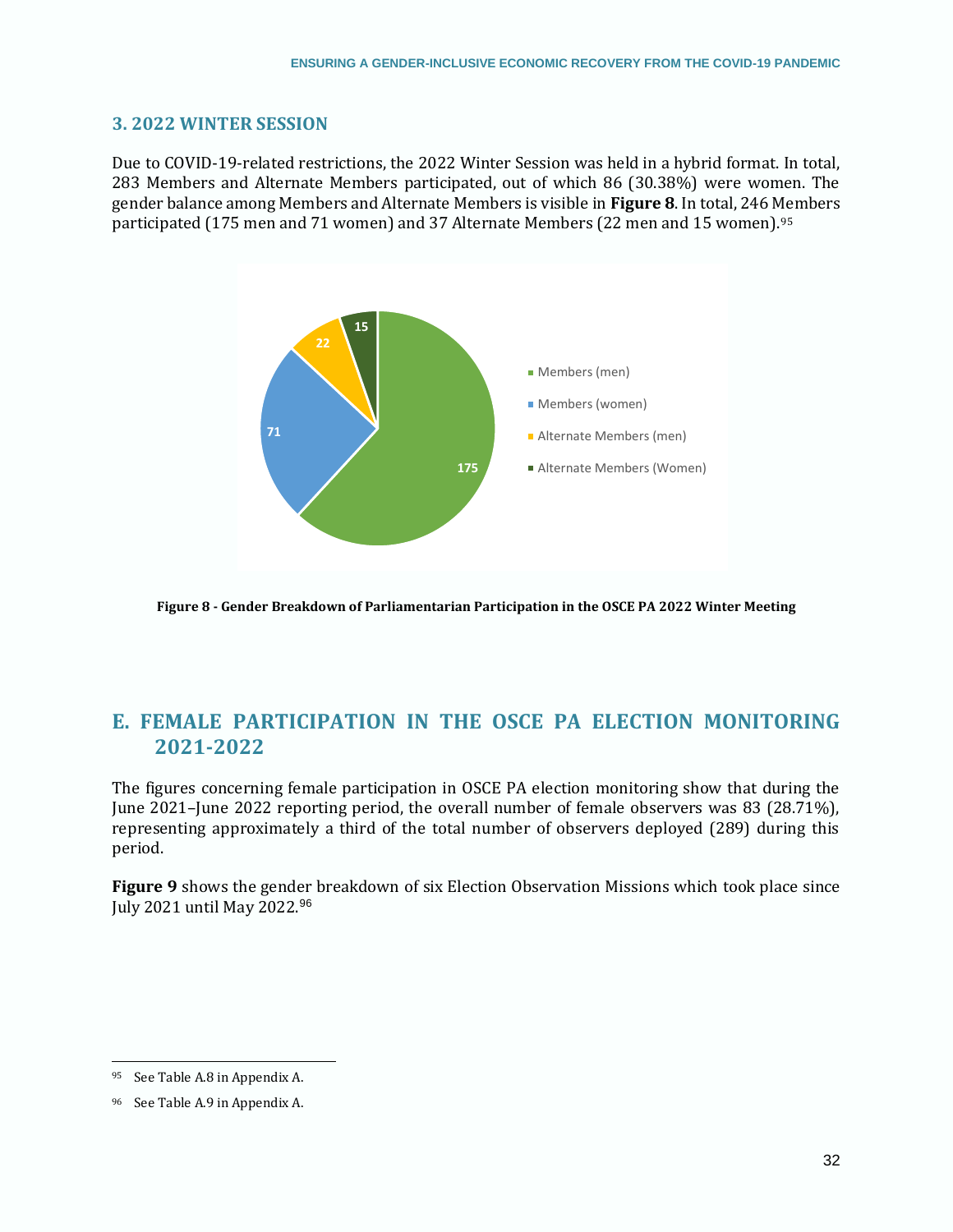### 3. 2022 WINTER SESSION

Due to COVID-19-related restrictions, the 2022 Winter Session was held in a hybrid format. In total, 283 Members and Alternate Members participated, out of which 86 (30.38%) were women. The gender balance among Members and Alternate Members is visible in **Figure 8**. In total, 246 Members participated (175 men and 71 women) and 37 Alternate Members (22 men and 15 women).[95]

**Figure 8 - Gender Breakdown of Parliamentarian Participation in the OSCE PA 2022 Winter Meeting**

## E. FEMALE PARTICIPATION IN THE OSCE PA ELECTION MONITORING 2021-2022

The figures concerning female participation in OSCE PA election monitoring show that during the June 2021–June 2022 reporting period, the overall number of female observers was 83 (28.71%), representing approximately a third of the total number of observers deployed (289) during this period.

**Figure 9** shows the gender breakdown of six Election Observation Missions which took place since July 2021 until May 2022.[96]

---

[95] See Table A.8 in Appendix A.

[96] See Table A.9 in Appendix A.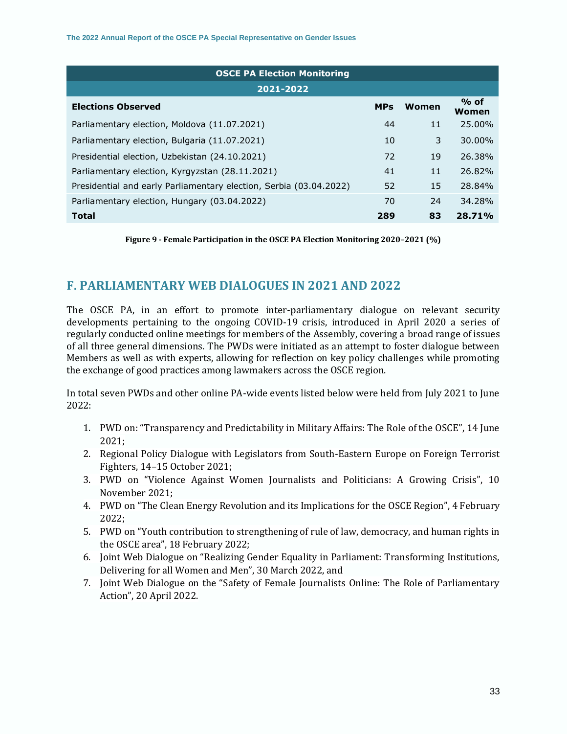| OSCE PA Election Monitoring | | | |
|---|---|---|---|
| 2021-2022 | | | |
| **Elections Observed** | **MPs** | **Women** | **% of Women** |
| Parliamentary election, Moldova (11.07.2021) | 44 | 11 | 25.00% |
| Parliamentary election, Bulgaria (11.07.2021) | 10 | 3 | 30.00% |
| Presidential election, Uzbekistan (24.10.2021) | 72 | 19 | 26.38% |
| Parliamentary election, Kyrgyzstan (28.11.2021) | 41 | 11 | 26.82% |
| Presidential and early Parliamentary election, Serbia (03.04.2022) | 52 | 15 | 28.84% |
| Parliamentary election, Hungary (03.04.2022) | 70 | 24 | 34.28% |
| **Total** | **289** | **83** | **28.71%** |

**Figure 9 - Female Participation in the OSCE PA Election Monitoring 2020–2021 (%)**

## F. PARLIAMENTARY WEB DIALOGUES IN 2021 AND 2022

The OSCE PA, in an effort to promote inter-parliamentary dialogue on relevant security developments pertaining to the ongoing COVID-19 crisis, introduced in April 2020 a series of regularly conducted online meetings for members of the Assembly, covering a broad range of issues of all three general dimensions. The PWDs were initiated as an attempt to foster dialogue between Members as well as with experts, allowing for reflection on key policy challenges while promoting the exchange of good practices among lawmakers across the OSCE region.

In total seven PWDs and other online PA-wide events listed below were held from July 2021 to June 2022:

1. PWD on: "Transparency and Predictability in Military Affairs: The Role of the OSCE", 14 June 2021;
2. Regional Policy Dialogue with Legislators from South-Eastern Europe on Foreign Terrorist Fighters, 14–15 October 2021;
3. PWD on "Violence Against Women Journalists and Politicians: A Growing Crisis", 10 November 2021;
4. PWD on "The Clean Energy Revolution and its Implications for the OSCE Region", 4 February 2022;
5. PWD on "Youth contribution to strengthening of rule of law, democracy, and human rights in the OSCE area", 18 February 2022;
6. Joint Web Dialogue on "Realizing Gender Equality in Parliament: Transforming Institutions, Delivering for all Women and Men", 30 March 2022, and
7. Joint Web Dialogue on the "Safety of Female Journalists Online: The Role of Parliamentary Action", 20 April 2022.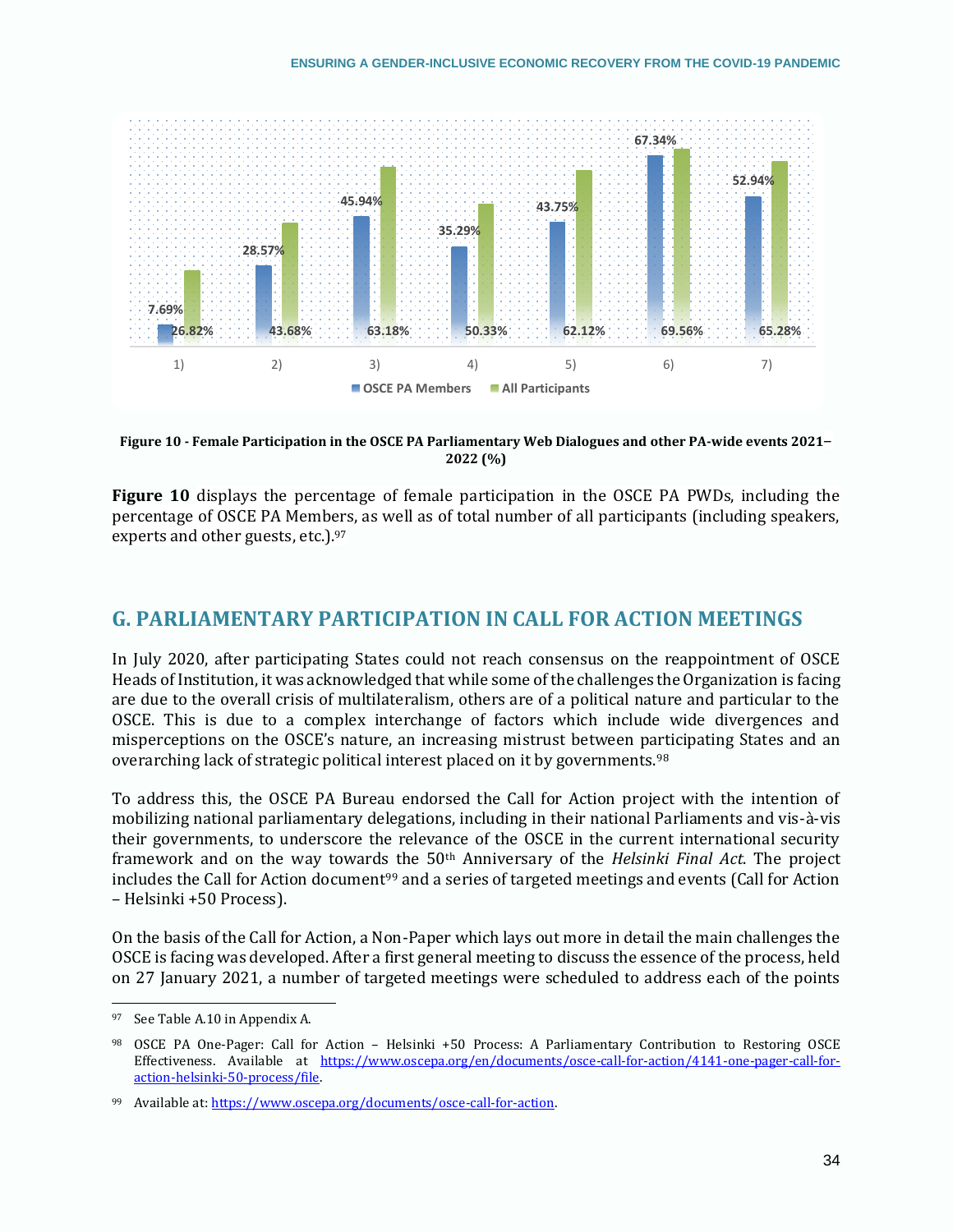| | 1) | 2) | 3) | 4) | 5) | 6) | 7) |
|---|---|---|---|---|---|---|---|
| OSCE PA Members | 7.69% | 28.57% | 45.94% | 35.29% | 43.75% | 67.34% | 52.94% |
| All Participants | 26.82% | 43.68% | 63.18% | 50.33% | 62.12% | 69.56% | 65.28% |

**Figure 10 - Female Participation in the OSCE PA Parliamentary Web Dialogues and other PA-wide events 2021–2022 (%)**

**Figure 10** displays the percentage of female participation in the OSCE PA PWDs, including the percentage of OSCE PA Members, as well as of total number of all participants (including speakers, experts and other guests, etc.).[97]

## G. PARLIAMENTARY PARTICIPATION IN CALL FOR ACTION MEETINGS

In July 2020, after participating States could not reach consensus on the reappointment of OSCE Heads of Institution, it was acknowledged that while some of the challenges the Organization is facing are due to the overall crisis of multilateralism, others are of a political nature and particular to the OSCE. This is due to a complex interchange of factors which include wide divergences and misperceptions on the OSCE's nature, an increasing mistrust between participating States and an overarching lack of strategic political interest placed on it by governments.[98]

To address this, the OSCE PA Bureau endorsed the Call for Action project with the intention of mobilizing national parliamentary delegations, including in their national Parliaments and vis-à-vis their governments, to underscore the relevance of the OSCE in the current international security framework and on the way towards the 50th Anniversary of the *Helsinki Final Act*. The project includes the Call for Action document[99] and a series of targeted meetings and events (Call for Action – Helsinki +50 Process).

On the basis of the Call for Action, a Non-Paper which lays out more in detail the main challenges the OSCE is facing was developed. After a first general meeting to discuss the essence of the process, held on 27 January 2021, a number of targeted meetings were scheduled to address each of the points

---

[97] See Table A.10 in Appendix A.

[98] OSCE PA One-Pager: Call for Action – Helsinki +50 Process: A Parliamentary Contribution to Restoring OSCE Effectiveness. Available at https://www.oscepa.org/en/documents/osce-call-for-action/4141-one-pager-call-for-action-helsinki-50-process/file.

[99] Available at: https://www.oscepa.org/documents/osce-call-for-action.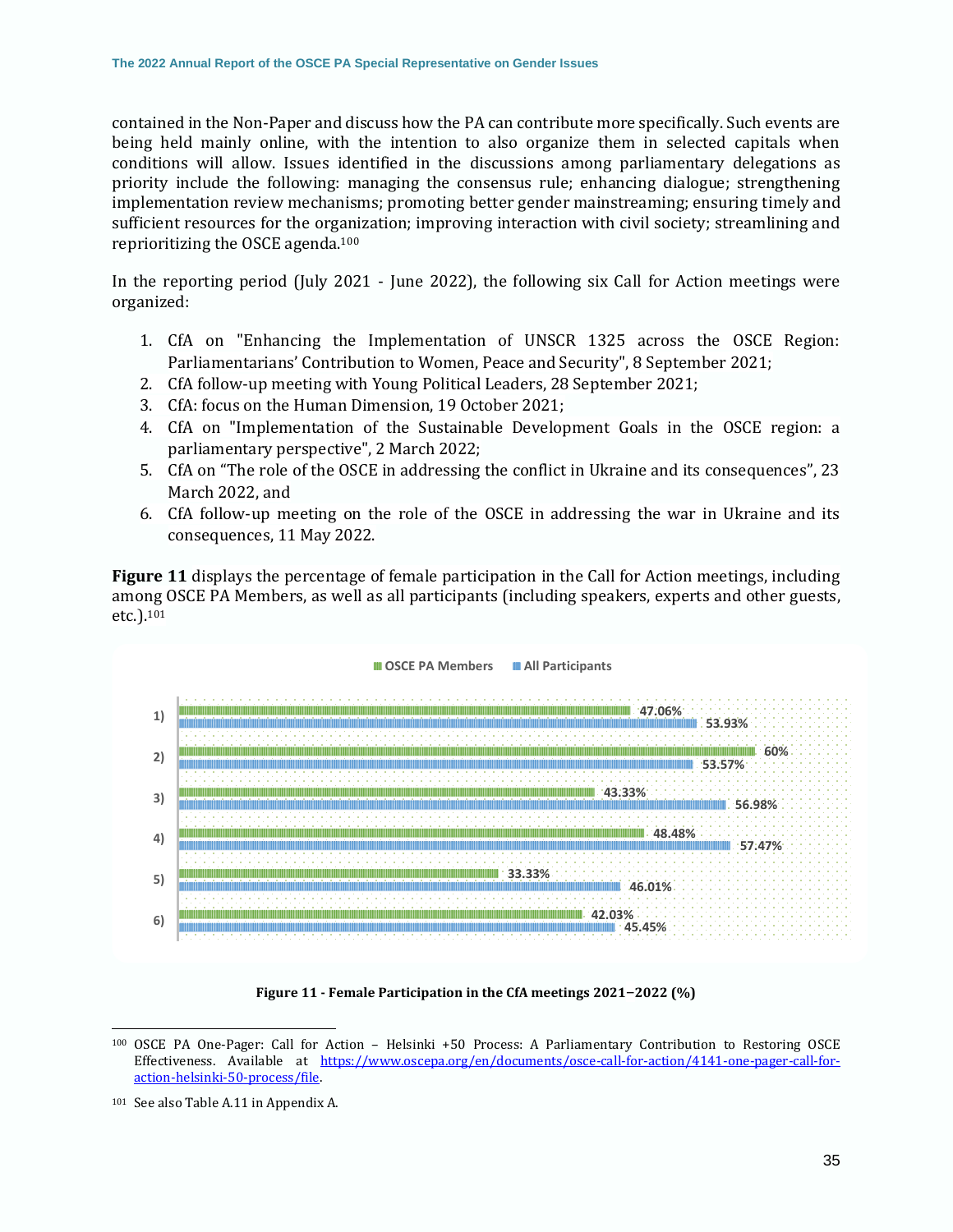contained in the Non-Paper and discuss how the PA can contribute more specifically. Such events are being held mainly online, with the intention to also organize them in selected capitals when conditions will allow. Issues identified in the discussions among parliamentary delegations as priority include the following: managing the consensus rule; enhancing dialogue; strengthening implementation review mechanisms; promoting better gender mainstreaming; ensuring timely and sufficient resources for the organization; improving interaction with civil society; streamlining and reprioritizing the OSCE agenda.[100]

In the reporting period (July 2021 - June 2022), the following six Call for Action meetings were organized:

1. CfA on "Enhancing the Implementation of UNSCR 1325 across the OSCE Region: Parliamentarians' Contribution to Women, Peace and Security", 8 September 2021;
2. CfA follow-up meeting with Young Political Leaders, 28 September 2021;
3. CfA: focus on the Human Dimension, 19 October 2021;
4. CfA on "Implementation of the Sustainable Development Goals in the OSCE region: a parliamentary perspective", 2 March 2022;
5. CfA on "The role of the OSCE in addressing the conflict in Ukraine and its consequences", 23 March 2022, and
6. CfA follow-up meeting on the role of the OSCE in addressing the war in Ukraine and its consequences, 11 May 2022.

**Figure 11** displays the percentage of female participation in the Call for Action meetings, including among OSCE PA Members, as well as all participants (including speakers, experts and other guests, etc.).[101]

| | OSCE PA Members | All Participants |
|---|---|---|
| 1) | 47.06% | 53.93% |
| 2) | 60% | 53.57% |
| 3) | 43.33% | 56.98% |
| 4) | 48.48% | 57.47% |
| 5) | 33.33% | 46.01% |
| 6) | 42.03% | 45.45% |

**Figure 11 - Female Participation in the CfA meetings 2021−2022 (%)**

---

[100] OSCE PA One-Pager: Call for Action – Helsinki +50 Process: A Parliamentary Contribution to Restoring OSCE Effectiveness. Available at https://www.oscepa.org/en/documents/osce-call-for-action/4141-one-pager-call-for-action-helsinki-50-process/file.

[101] See also Table A.11 in Appendix A.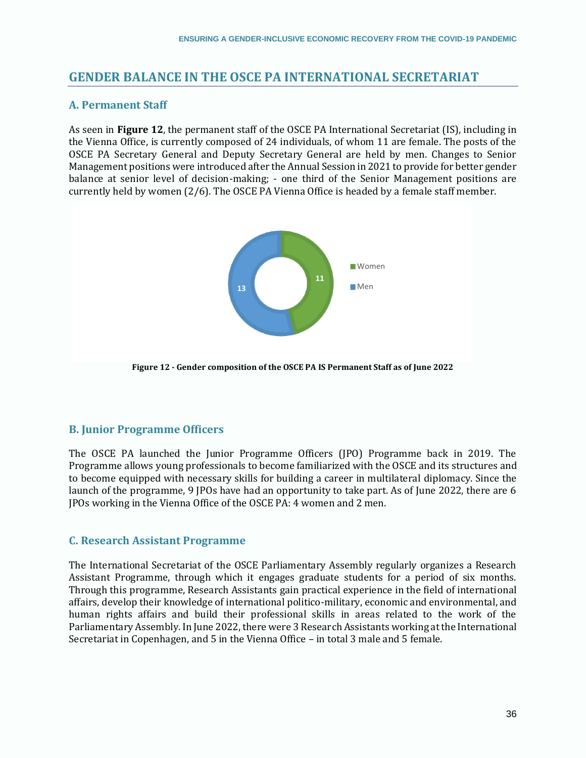## GENDER BALANCE IN THE OSCE PA INTERNATIONAL SECRETARIAT

### A. Permanent Staff

As seen in **Figure 12**, the permanent staff of the OSCE PA International Secretariat (IS), including in the Vienna Office, is currently composed of 24 individuals, of whom 11 are female. The posts of the OSCE PA Secretary General and Deputy Secretary General are held by men. Changes to Senior Management positions were introduced after the Annual Session in 2021 to provide for better gender balance at senior level of decision-making; - one third of the Senior Management positions are currently held by women (2/6). The OSCE PA Vienna Office is headed by a female staff member.

Women: 11
Men: 13

**Figure 12 - Gender composition of the OSCE PA IS Permanent Staff as of June 2022**

### B. Junior Programme Officers

The OSCE PA launched the Junior Programme Officers (JPO) Programme back in 2019. The Programme allows young professionals to become familiarized with the OSCE and its structures and to become equipped with necessary skills for building a career in multilateral diplomacy. Since the launch of the programme, 9 JPOs have had an opportunity to take part. As of June 2022, there are 6 JPOs working in the Vienna Office of the OSCE PA: 4 women and 2 men.

### C. Research Assistant Programme

The International Secretariat of the OSCE Parliamentary Assembly regularly organizes a Research Assistant Programme, through which it engages graduate students for a period of six months. Through this programme, Research Assistants gain practical experience in the field of international affairs, develop their knowledge of international politico-military, economic and environmental, and human rights affairs and build their professional skills in areas related to the work of the Parliamentary Assembly. In June 2022, there were 3 Research Assistants working at the International Secretariat in Copenhagen, and 5 in the Vienna Office – in total 3 male and 5 female.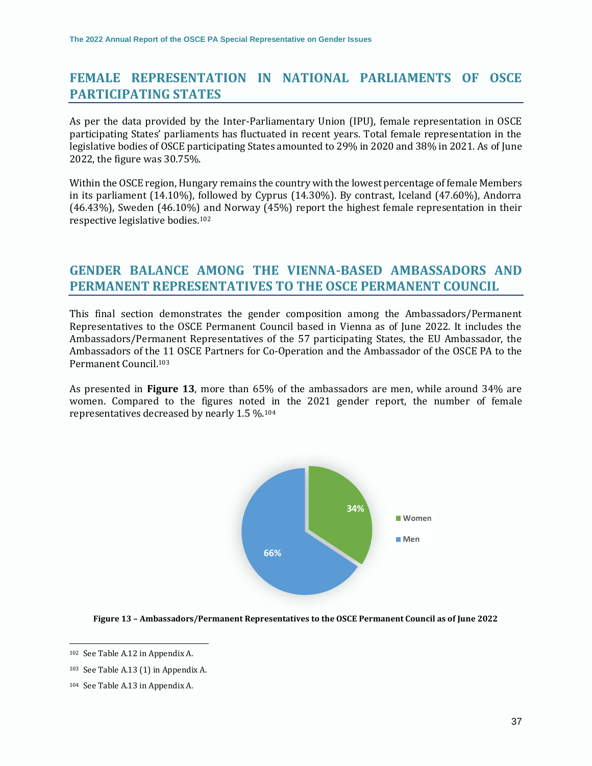## FEMALE REPRESENTATION IN NATIONAL PARLIAMENTS OF OSCE PARTICIPATING STATES

As per the data provided by the Inter-Parliamentary Union (IPU), female representation in OSCE participating States' parliaments has fluctuated in recent years. Total female representation in the legislative bodies of OSCE participating States amounted to 29% in 2020 and 38% in 2021. As of June 2022, the figure was 30.75%.

Within the OSCE region, Hungary remains the country with the lowest percentage of female Members in its parliament (14.10%), followed by Cyprus (14.30%). By contrast, Iceland (47.60%), Andorra (46.43%), Sweden (46.10%) and Norway (45%) report the highest female representation in their respective legislative bodies.[102]

## GENDER BALANCE AMONG THE VIENNA-BASED AMBASSADORS AND PERMANENT REPRESENTATIVES TO THE OSCE PERMANENT COUNCIL

This final section demonstrates the gender composition among the Ambassadors/Permanent Representatives to the OSCE Permanent Council based in Vienna as of June 2022. It includes the Ambassadors/Permanent Representatives of the 57 participating States, the EU Ambassador, the Ambassadors of the 11 OSCE Partners for Co-Operation and the Ambassador of the OSCE PA to the Permanent Council.[103]

As presented in **Figure 13**, more than 65% of the ambassadors are men, while around 34% are women. Compared to the figures noted in the 2021 gender report, the number of female representatives decreased by nearly 1.5 %.[104]

| | Share |
|---|---|
| Women | 34% |
| Men | 66% |

**Figure 13 – Ambassadors/Permanent Representatives to the OSCE Permanent Council as of June 2022**

---

[102] See Table A.12 in Appendix A.

[103] See Table A.13 (1) in Appendix A.

[104] See Table A.13 in Appendix A.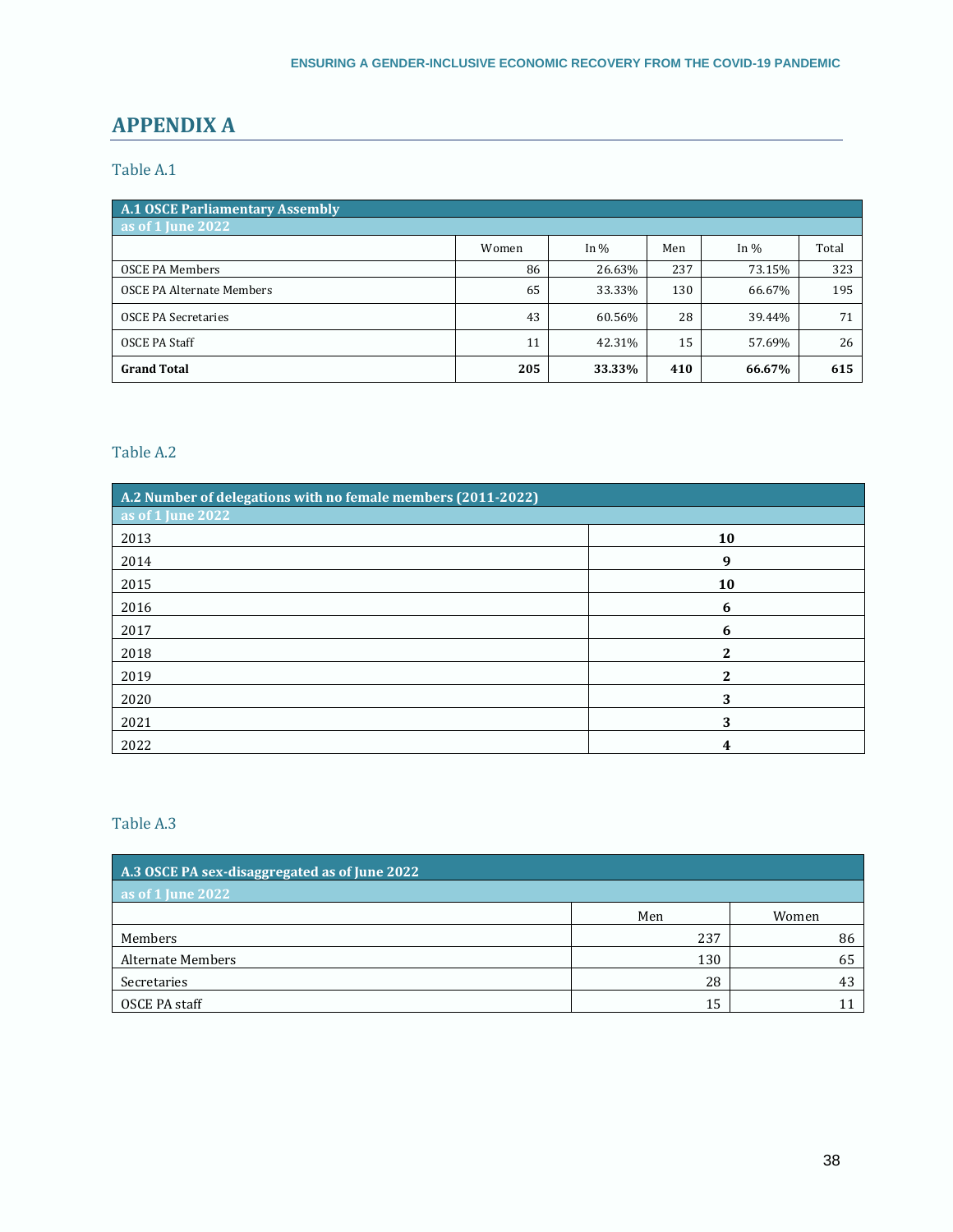# APPENDIX A

Table A.1

| A.1 OSCE Parliamentary Assembly | | | | | |
|---|---|---|---|---|---|
| as of 1 June 2022 | | | | | |
| | Women | In % | Men | In % | Total |
| OSCE PA Members | 86 | 26.63% | 237 | 73.15% | 323 |
| OSCE PA Alternate Members | 65 | 33.33% | 130 | 66.67% | 195 |
| OSCE PA Secretaries | 43 | 60.56% | 28 | 39.44% | 71 |
| OSCE PA Staff | 11 | 42.31% | 15 | 57.69% | 26 |
| **Grand Total** | **205** | **33.33%** | **410** | **66.67%** | **615** |

Table A.2

| A.2 Number of delegations with no female members (2011-2022) | |
|---|---|
| as of 1 June 2022 | |
| 2013 | **10** |
| 2014 | **9** |
| 2015 | **10** |
| 2016 | **6** |
| 2017 | **6** |
| 2018 | **2** |
| 2019 | **2** |
| 2020 | **3** |
| 2021 | **3** |
| 2022 | **4** |

Table A.3

| A.3 OSCE PA sex-disaggregated as of June 2022 | | |
|---|---|---|
| as of 1 June 2022 | | |
| | Men | Women |
| Members | 237 | 86 |
| Alternate Members | 130 | 65 |
| Secretaries | 28 | 43 |
| OSCE PA staff | 15 | 11 |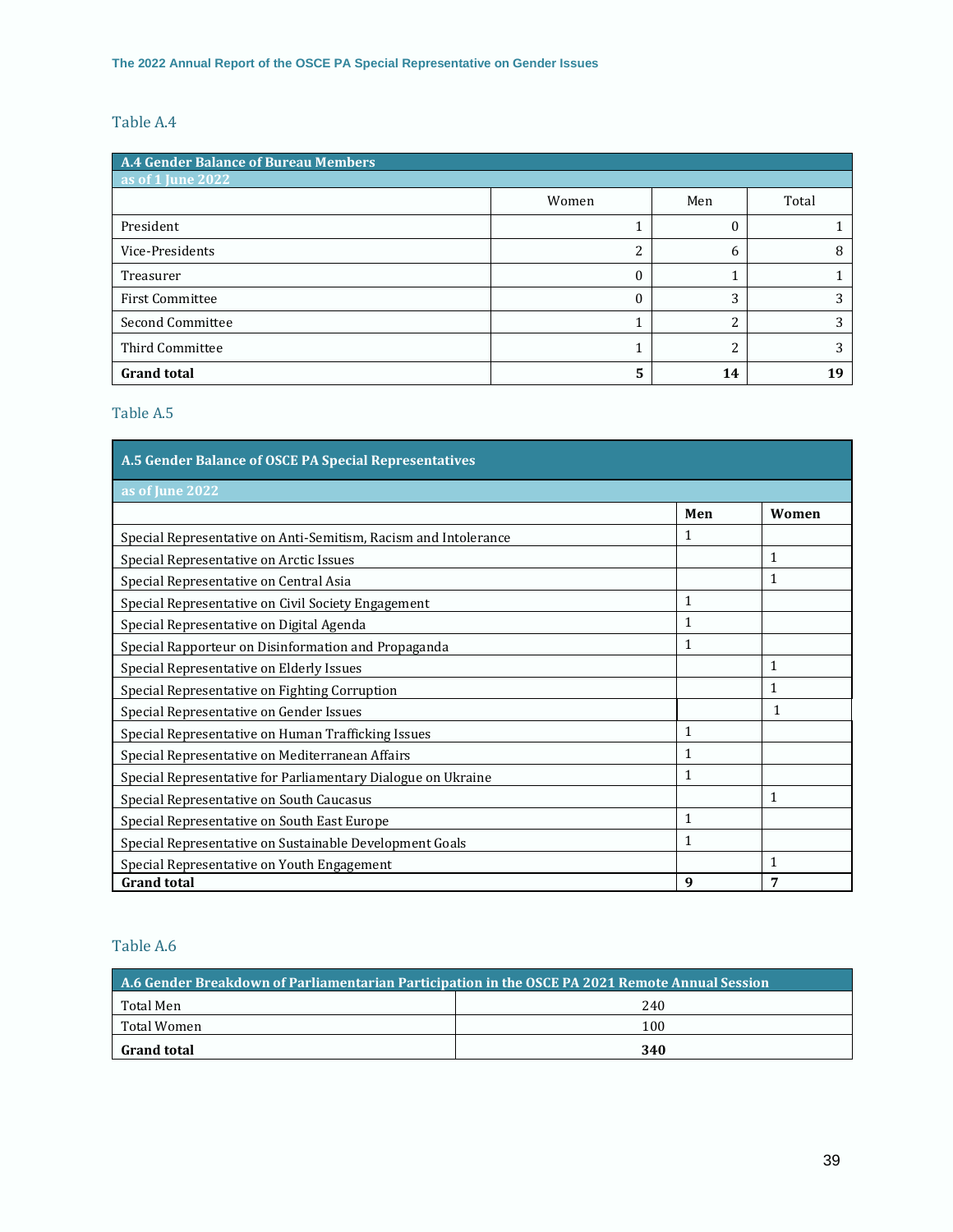### Table A.4

| A.4 Gender Balance of Bureau Members as of 1 June 2022 | | | |
|---|---|---|---|
| | Women | Men | Total |
| President | 1 | 0 | 1 |
| Vice-Presidents | 2 | 6 | 8 |
| Treasurer | 0 | 1 | 1 |
| First Committee | 0 | 3 | 3 |
| Second Committee | 1 | 2 | 3 |
| Third Committee | 1 | 2 | 3 |
| **Grand total** | **5** | **14** | **19** |

### Table A.5

| A.5 Gender Balance of OSCE PA Special Representatives as of June 2022 | | |
|---|---|---|
| | **Men** | **Women** |
| Special Representative on Anti-Semitism, Racism and Intolerance | 1 | |
| Special Representative on Arctic Issues | | 1 |
| Special Representative on Central Asia | | 1 |
| Special Representative on Civil Society Engagement | 1 | |
| Special Representative on Digital Agenda | 1 | |
| Special Rapporteur on Disinformation and Propaganda | 1 | |
| Special Representative on Elderly Issues | | 1 |
| Special Representative on Fighting Corruption | | 1 |
| Special Representative on Gender Issues | | 1 |
| Special Representative on Human Trafficking Issues | 1 | |
| Special Representative on Mediterranean Affairs | 1 | |
| Special Representative for Parliamentary Dialogue on Ukraine | 1 | |
| Special Representative on South Caucasus | | 1 |
| Special Representative on South East Europe | 1 | |
| Special Representative on Sustainable Development Goals | 1 | |
| Special Representative on Youth Engagement | | 1 |
| **Grand total** | **9** | **7** |

### Table A.6

| A.6 Gender Breakdown of Parliamentarian Participation in the OSCE PA 2021 Remote Annual Session | |
|---|---|
| Total Men | 240 |
| Total Women | 100 |
| **Grand total** | **340** |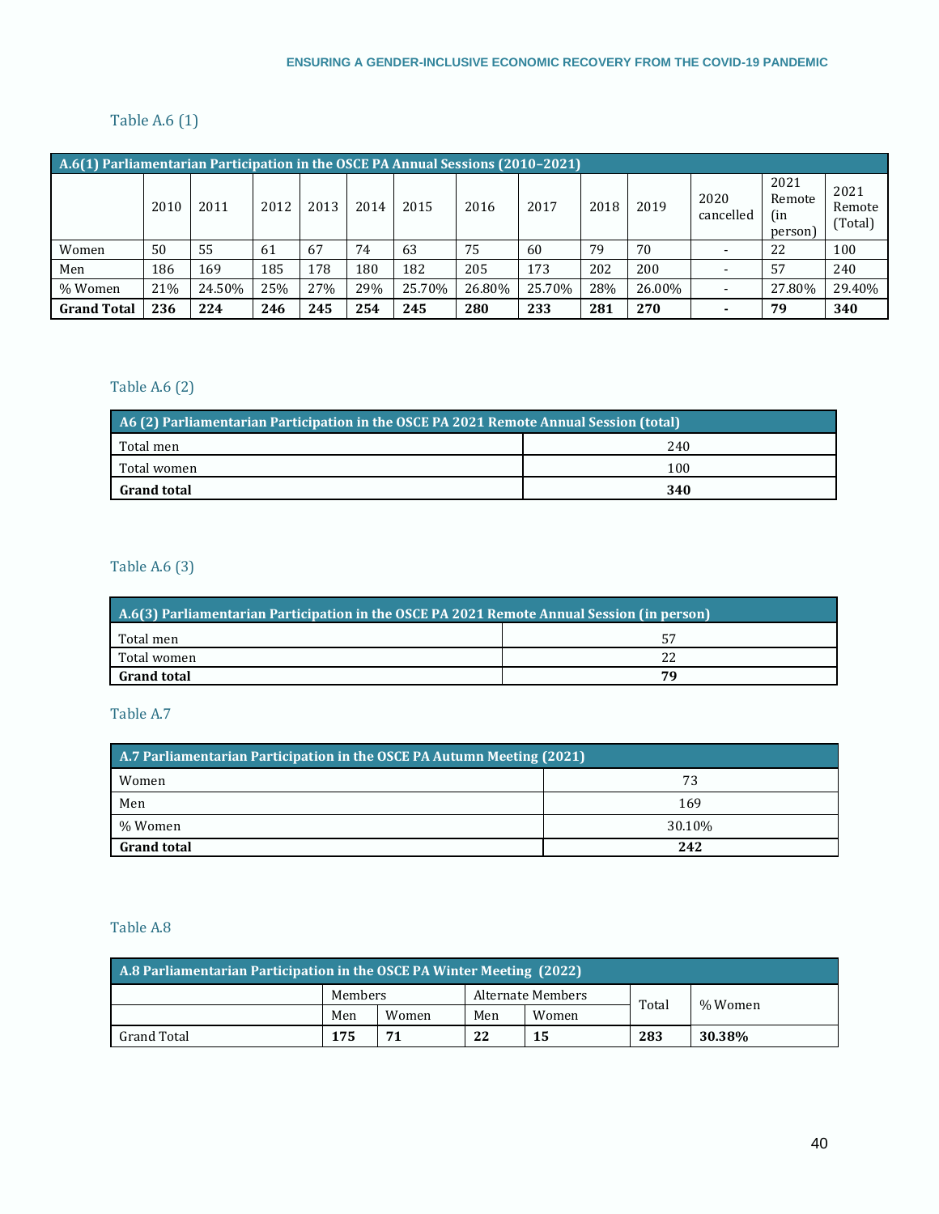Table A.6 (1)

| A.6(1) Parliamentarian Participation in the OSCE PA Annual Sessions (2010–2021) | | | | | | | | | | | | |
|---|---|---|---|---|---|---|---|---|---|---|---|---|
| | 2010 | 2011 | 2012 | 2013 | 2014 | 2015 | 2016 | 2017 | 2018 | 2019 | 2020 cancelled | 2021 Remote (in person) | 2021 Remote (Total) |
| Women | 50 | 55 | 61 | 67 | 74 | 63 | 75 | 60 | 79 | 70 | - | 22 | 100 |
| Men | 186 | 169 | 185 | 178 | 180 | 182 | 205 | 173 | 202 | 200 | - | 57 | 240 |
| % Women | 21% | 24.50% | 25% | 27% | 29% | 25.70% | 26.80% | 25.70% | 28% | 26.00% | - | 27.80% | 29.40% |
| **Grand Total** | **236** | **224** | **246** | **245** | **254** | **245** | **280** | **233** | **281** | **270** | **-** | **79** | **340** |

Table A.6 (2)

| A6 (2) Parliamentarian Participation in the OSCE PA 2021 Remote Annual Session (total) | |
|---|---|
| Total men | 240 |
| Total women | 100 |
| **Grand total** | **340** |

Table A.6 (3)

| A.6(3) Parliamentarian Participation in the OSCE PA 2021 Remote Annual Session (in person) | |
|---|---|
| Total men | 57 |
| Total women | 22 |
| **Grand total** | **79** |

Table A.7

| A.7 Parliamentarian Participation in the OSCE PA Autumn Meeting (2021) | |
|---|---|
| Women | 73 |
| Men | 169 |
| % Women | 30.10% |
| **Grand total** | **242** |

Table A.8

| A.8 Parliamentarian Participation in the OSCE PA Winter Meeting (2022) | | | | | | |
|---|---|---|---|---|---|---|
| | Members | | Alternate Members | | Total | % Women |
| | Men | Women | Men | Women | | |
| Grand Total | **175** | **71** | **22** | **15** | **283** | **30.38%** |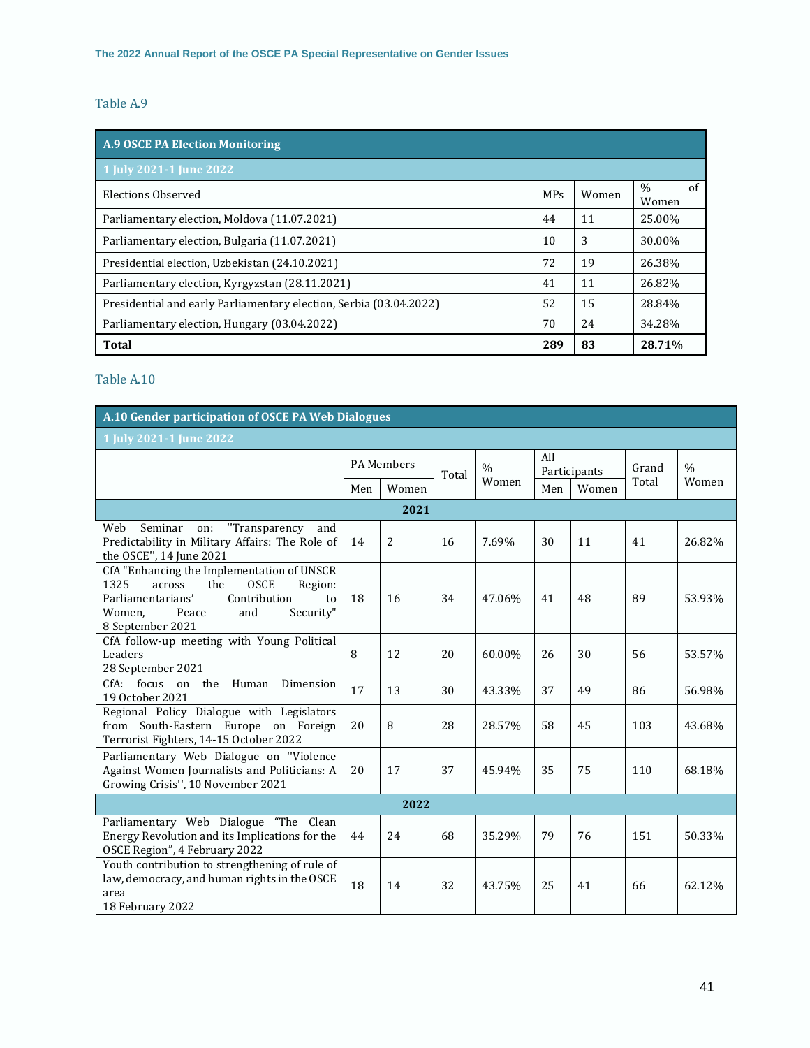Table A.9

| A.9 OSCE PA Election Monitoring | | | |
|---|---|---|---|
| 1 July 2021-1 June 2022 | | | |
| Elections Observed | MPs | Women | % of Women |
| Parliamentary election, Moldova (11.07.2021) | 44 | 11 | 25.00% |
| Parliamentary election, Bulgaria (11.07.2021) | 10 | 3 | 30.00% |
| Presidential election, Uzbekistan (24.10.2021) | 72 | 19 | 26.38% |
| Parliamentary election, Kyrgyzstan (28.11.2021) | 41 | 11 | 26.82% |
| Presidential and early Parliamentary election, Serbia (03.04.2022) | 52 | 15 | 28.84% |
| Parliamentary election, Hungary (03.04.2022) | 70 | 24 | 34.28% |
| **Total** | **289** | **83** | **28.71%** |

Table A.10

| A.10 Gender participation of OSCE PA Web Dialogues | | | | | | | | |
|---|---|---|---|---|---|---|---|---|
| 1 July 2021-1 June 2022 | | | | | | | | |
| | PA Members | | Total | % Women | All Participants | | Grand Total | % Women |
| | Men | Women | | | Men | Women | | |
| **2021** | | | | | | | | |
| Web Seminar on: "Transparency and Predictability in Military Affairs: The Role of the OSCE", 14 June 2021 | 14 | 2 | 16 | 7.69% | 30 | 11 | 41 | 26.82% |
| CfA "Enhancing the Implementation of UNSCR 1325 across the OSCE Region: Parliamentarians' Contribution to Women, Peace and Security" 8 September 2021 | 18 | 16 | 34 | 47.06% | 41 | 48 | 89 | 53.93% |
| CfA follow-up meeting with Young Political Leaders 28 September 2021 | 8 | 12 | 20 | 60.00% | 26 | 30 | 56 | 53.57% |
| CfA: focus on the Human Dimension 19 October 2021 | 17 | 13 | 30 | 43.33% | 37 | 49 | 86 | 56.98% |
| Regional Policy Dialogue with Legislators from South-Eastern Europe on Foreign Terrorist Fighters, 14-15 October 2022 | 20 | 8 | 28 | 28.57% | 58 | 45 | 103 | 43.68% |
| Parliamentary Web Dialogue on "Violence Against Women Journalists and Politicians: A Growing Crisis", 10 November 2021 | 20 | 17 | 37 | 45.94% | 35 | 75 | 110 | 68.18% |
| **2022** | | | | | | | | |
| Parliamentary Web Dialogue "The Clean Energy Revolution and its Implications for the OSCE Region", 4 February 2022 | 44 | 24 | 68 | 35.29% | 79 | 76 | 151 | 50.33% |
| Youth contribution to strengthening of rule of law, democracy, and human rights in the OSCE area 18 February 2022 | 18 | 14 | 32 | 43.75% | 25 | 41 | 66 | 62.12% |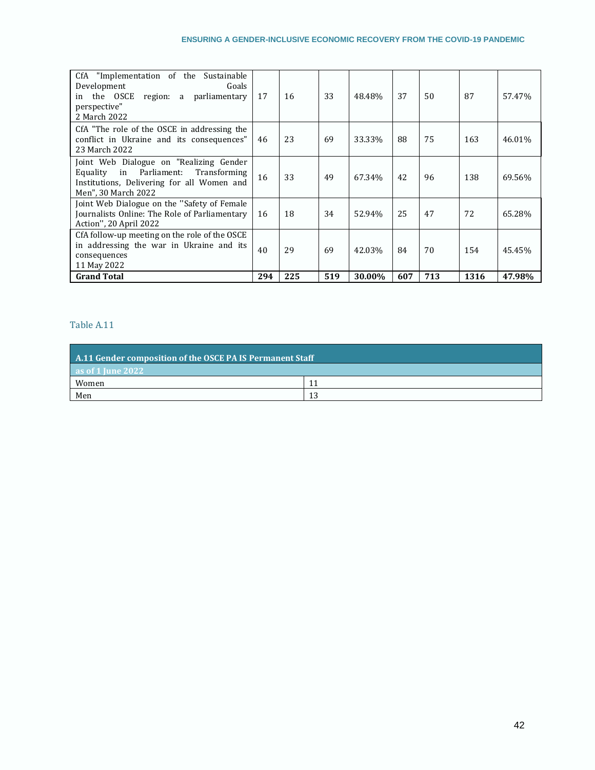| | | | | | | | | |
|---|---|---|---|---|---|---|---|---|
| CfA "Implementation of the Sustainable Development Goals in the OSCE region: a parliamentary perspective" 2 March 2022 | 17 | 16 | 33 | 48.48% | 37 | 50 | 87 | 57.47% |
| CfA "The role of the OSCE in addressing the conflict in Ukraine and its consequences" 23 March 2022 | 46 | 23 | 69 | 33.33% | 88 | 75 | 163 | 46.01% |
| Joint Web Dialogue on "Realizing Gender Equality in Parliament: Transforming Institutions, Delivering for all Women and Men", 30 March 2022 | 16 | 33 | 49 | 67.34% | 42 | 96 | 138 | 69.56% |
| Joint Web Dialogue on the "Safety of Female Journalists Online: The Role of Parliamentary Action", 20 April 2022 | 16 | 18 | 34 | 52.94% | 25 | 47 | 72 | 65.28% |
| CfA follow-up meeting on the role of the OSCE in addressing the war in Ukraine and its consequences 11 May 2022 | 40 | 29 | 69 | 42.03% | 84 | 70 | 154 | 45.45% |
| **Grand Total** | **294** | **225** | **519** | **30.00%** | **607** | **713** | **1316** | **47.98%** |

Table A.11

| A.11 Gender composition of the OSCE PA IS Permanent Staff | |
|---|---|
| as of 1 June 2022 | |
| Women | 11 |
| Men | 13 |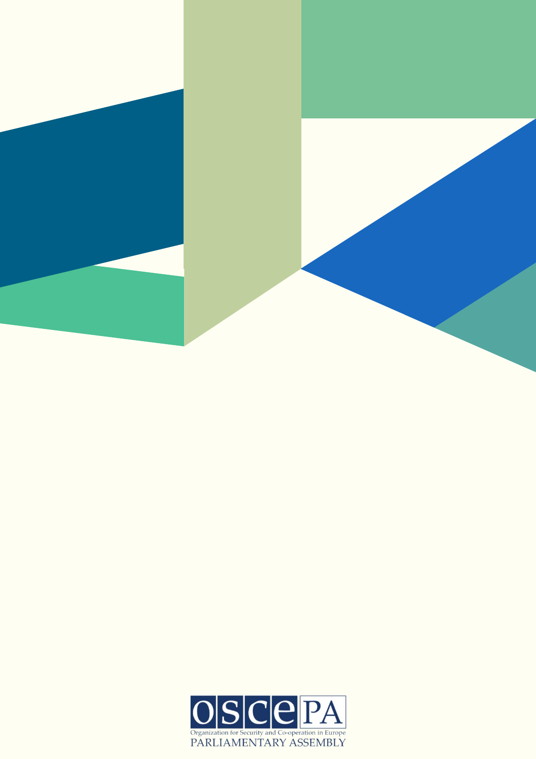OSCE PA

Organization for Security and Co-operation in Europe

PARLIAMENTARY ASSEMBLY